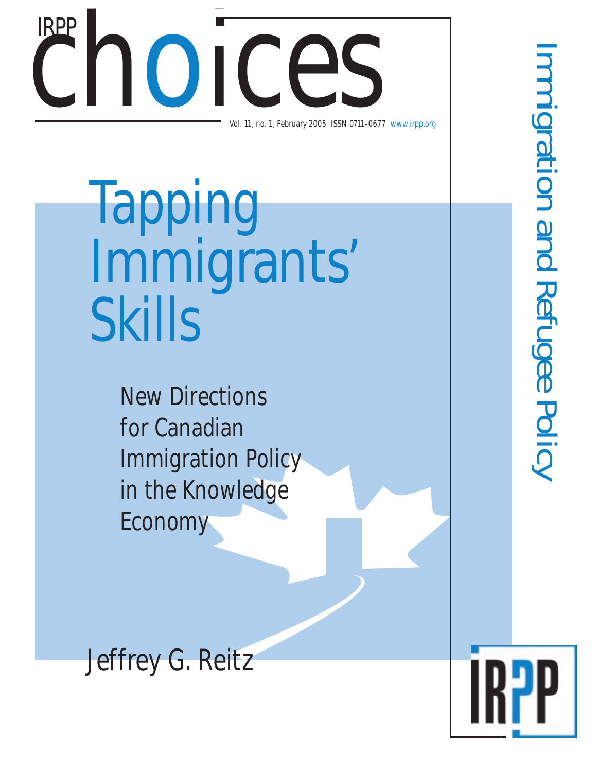IRPP choices

Vol. 11, no. 1, February 2005 ISSN 0711-0677 www.irpp.org

Immigration and Refugee Policy

# Tapping Immigrants' Skills

## New Directions for Canadian Immigration Policy in the Knowledge Economy

Jeffrey G. Reitz

IRPP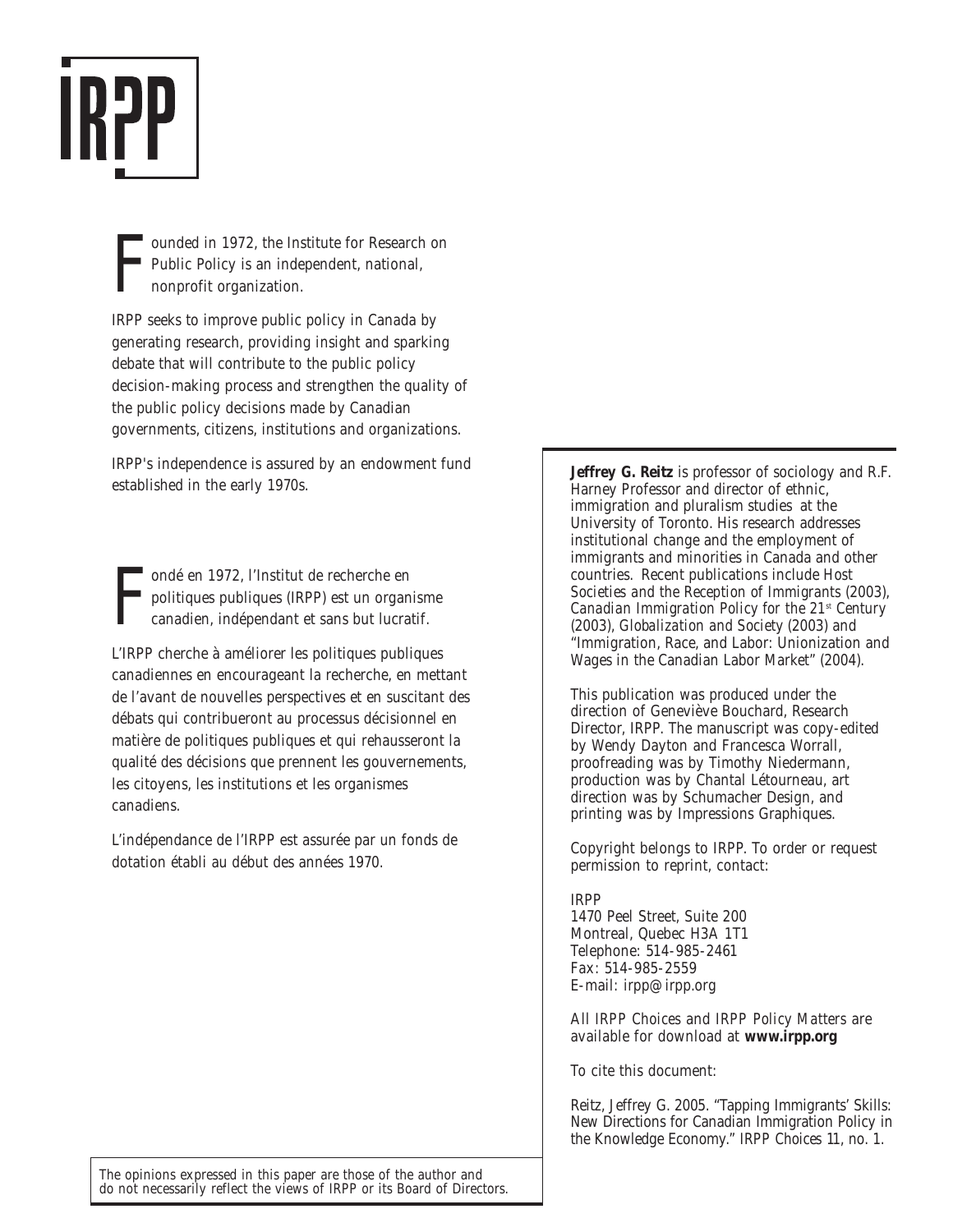IRPP

Founded in 1972, the Institute for Research on Public Policy is an independent, national, nonprofit organization.

IRPP seeks to improve public policy in Canada by generating research, providing insight and sparking debate that will contribute to the public policy decision-making process and strengthen the quality of the public policy decisions made by Canadian governments, citizens, institutions and organizations.

IRPP's independence is assured by an endowment fund established in the early 1970s.

Fondé en 1972, l'Institut de recherche en politiques publiques (IRPP) est un organisme canadien, indépendant et sans but lucratif.

L'IRPP cherche à améliorer les politiques publiques canadiennes en encourageant la recherche, en mettant de l'avant de nouvelles perspectives et en suscitant des débats qui contribueront au processus décisionnel en matière de politiques publiques et qui rehausseront la qualité des décisions que prennent les gouvernements, les citoyens, les institutions et les organismes canadiens.

L'indépendance de l'IRPP est assurée par un fonds de dotation établi au début des années 1970.

**Jeffrey G. Reitz** is professor of sociology and R.F. Harney Professor and director of ethnic, immigration and pluralism studies at the University of Toronto. His research addresses institutional change and the employment of immigrants and minorities in Canada and other countries. Recent publications include *Host Societies and the Reception of Immigrants* (2003), *Canadian Immigration Policy for the 21st Century* (2003), *Globalization and Society* (2003) and "Immigration, Race, and Labor: Unionization and Wages in the Canadian Labor Market" (2004).

This publication was produced under the direction of Geneviève Bouchard, Research Director, IRPP. The manuscript was copy-edited by Wendy Dayton and Francesca Worrall, proofreading was by Timothy Niedermann, production was by Chantal Létourneau, art direction was by Schumacher Design, and printing was by Impressions Graphiques.

Copyright belongs to IRPP. To order or request permission to reprint, contact:

IRPP
1470 Peel Street, Suite 200
Montreal, Quebec H3A 1T1
Telephone: 514-985-2461
Fax: 514-985-2559
E-mail: irpp@irpp.org

All *IRPP Choices* and *IRPP Policy Matters* are available for download at **www.irpp.org**

To cite this document:

Reitz, Jeffrey G. 2005. "Tapping Immigrants' Skills: New Directions for Canadian Immigration Policy in the Knowledge Economy." *IRPP Choices* 11, no. 1.

The opinions expressed in this paper are those of the author and do not necessarily reflect the views of IRPP or its Board of Directors.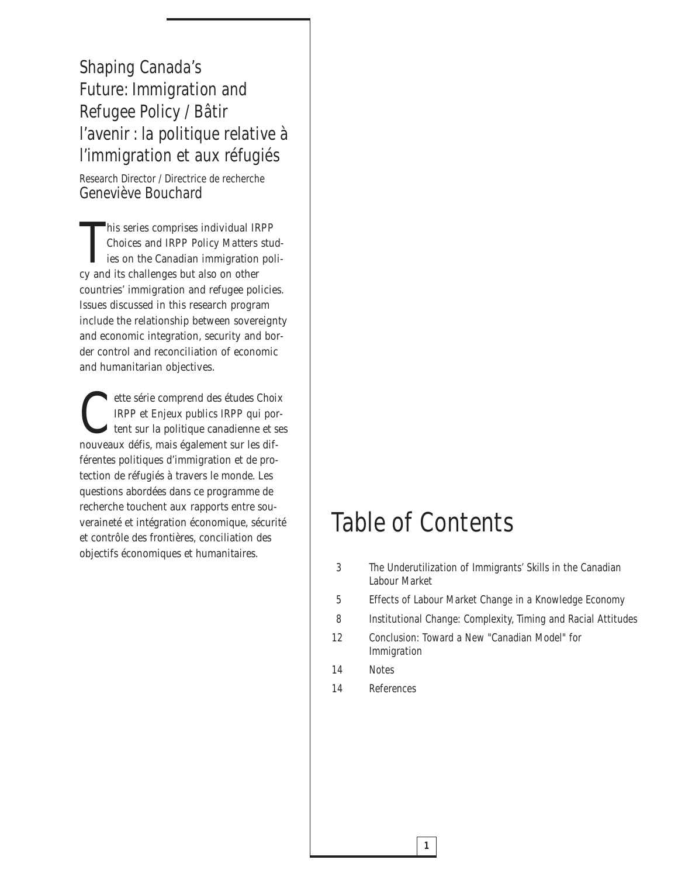## Shaping Canada's Future: Immigration and Refugee Policy / Bâtir l'avenir : la politique relative à l'immigration et aux réfugiés

Research Director / Directrice de recherche
Geneviève Bouchard

This series comprises individual IRPP Choices and IRPP Policy Matters studies on the Canadian immigration policy and its challenges but also on other countries' immigration and refugee policies. Issues discussed in this research program include the relationship between sovereignty and economic integration, security and border control and reconciliation of economic and humanitarian objectives.

Cette série comprend des études Choix IRPP et Enjeux publics IRPP qui portent sur la politique canadienne et ses nouveaux défis, mais également sur les différentes politiques d'immigration et de protection de réfugiés à travers le monde. Les questions abordées dans ce programme de recherche touchent aux rapports entre souveraineté et intégration économique, sécurité et contrôle des frontières, conciliation des objectifs économiques et humanitaires.

# Table of Contents

| | |
|---|---|
| 3 | The Underutilization of Immigrants' Skills in the Canadian Labour Market |
| 5 | Effects of Labour Market Change in a Knowledge Economy |
| 8 | Institutional Change: Complexity, Timing and Racial Attitudes |
| 12 | Conclusion: Toward a New "Canadian Model" for Immigration |
| 14 | Notes |
| 14 | References |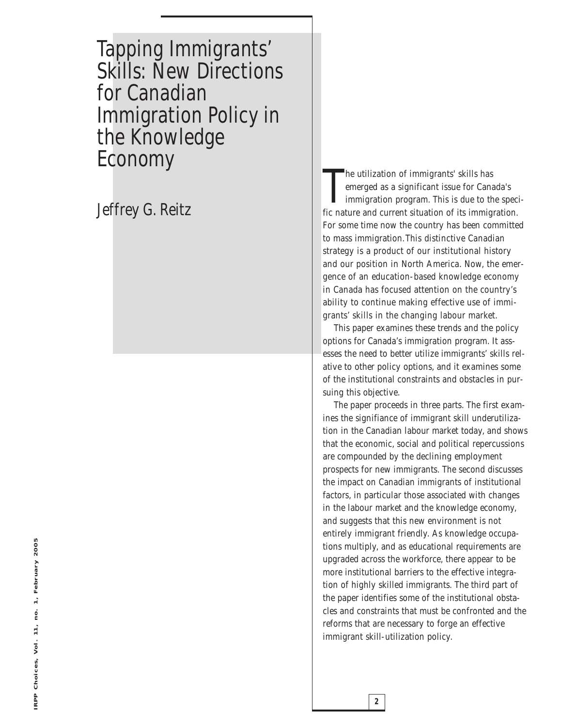# Tapping Immigrants' Skills: New Directions for Canadian Immigration Policy in the Knowledge Economy

## Jeffrey G. Reitz

The utilization of immigrants' skills has emerged as a significant issue for Canada's immigration program. This is due to the specific nature and current situation of its immigration. For some time now the country has been committed to mass immigration. This distinctive Canadian strategy is a product of our institutional history and our position in North America. Now, the emergence of an education-based knowledge economy in Canada has focused attention on the country's ability to continue making effective use of immigrants' skills in the changing labour market.

This paper examines these trends and the policy options for Canada's immigration program. It assesses the need to better utilize immigrants' skills relative to other policy options, and it examines some of the institutional constraints and obstacles in pursuing this objective.

The paper proceeds in three parts. The first examines the signifiance of immigrant skill underutilization in the Canadian labour market today, and shows that the economic, social and political repercussions are compounded by the declining employment prospects for new immigrants. The second discusses the impact on Canadian immigrants of institutional factors, in particular those associated with changes in the labour market and the knowledge economy, and suggests that this new environment is not entirely immigrant friendly. As knowledge occupations multiply, and as educational requirements are upgraded across the workforce, there appear to be more institutional barriers to the effective integration of highly skilled immigrants. The third part of the paper identifies some of the institutional obstacles and constraints that must be confronted and the reforms that are necessary to forge an effective immigrant skill-utilization policy.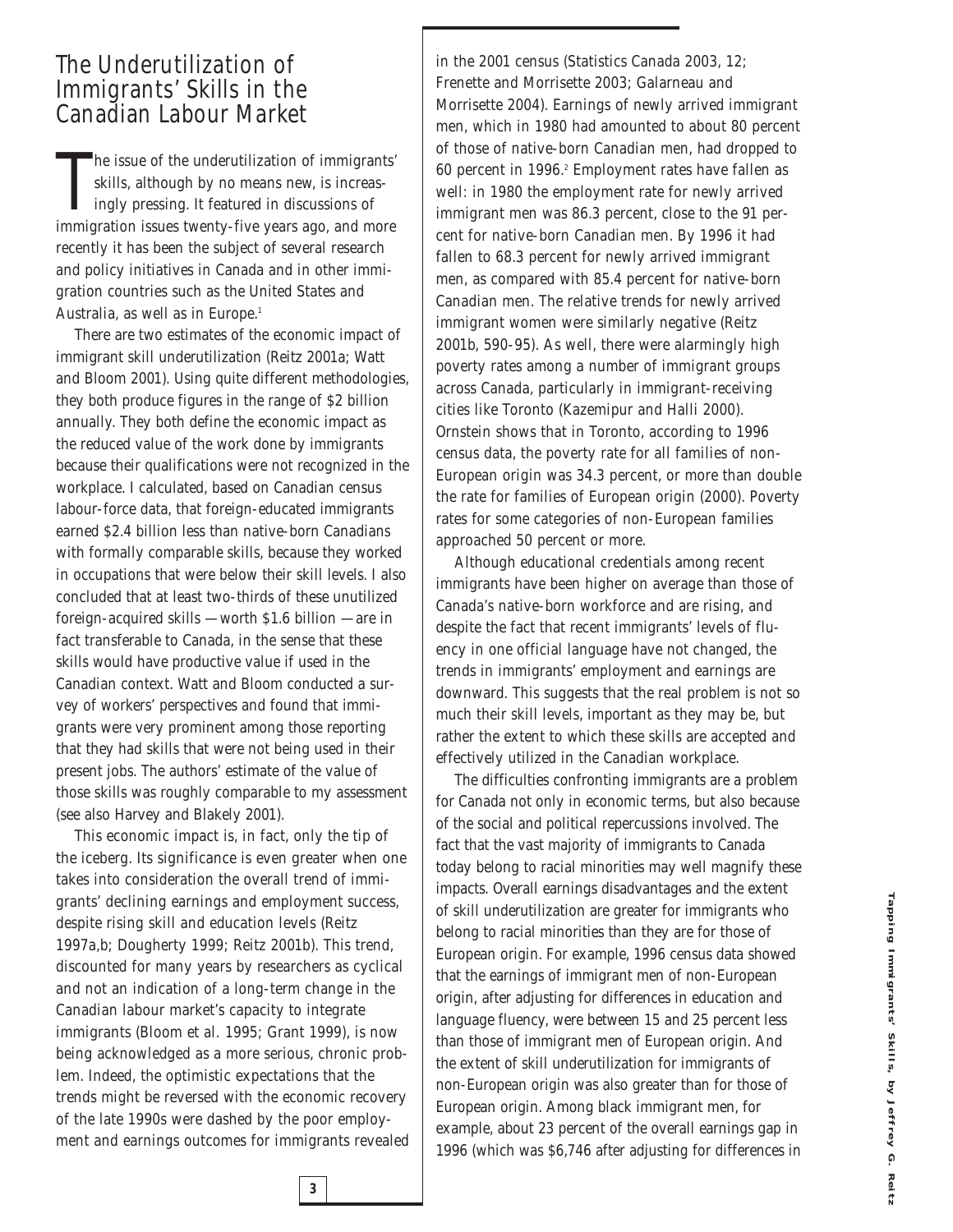# The Underutilization of Immigrants' Skills in the Canadian Labour Market

The issue of the underutilization of immigrants' skills, although by no means new, is increasingly pressing. It featured in discussions of immigration issues twenty-five years ago, and more recently it has been the subject of several research and policy initiatives in Canada and in other immigration countries such as the United States and Australia, as well as in Europe.[1]

There are two estimates of the economic impact of immigrant skill underutilization (Reitz 2001a; Watt and Bloom 2001). Using quite different methodologies, they both produce figures in the range of $2 billion annually. They both define the economic impact as the reduced value of the work done by immigrants because their qualifications were not recognized in the workplace. I calculated, based on Canadian census labour-force data, that foreign-educated immigrants earned $2.4 billion less than native-born Canadians with formally comparable skills, because they worked in occupations that were below their skill levels. I also concluded that at least two-thirds of these unutilized foreign-acquired skills — worth $1.6 billion — are in fact transferable to Canada, in the sense that these skills would have productive value if used in the Canadian context. Watt and Bloom conducted a survey of workers' perspectives and found that immigrants were very prominent among those reporting that they had skills that were not being used in their present jobs. The authors' estimate of the value of those skills was roughly comparable to my assessment (see also Harvey and Blakely 2001).

This economic impact is, in fact, only the tip of the iceberg. Its significance is even greater when one takes into consideration the overall trend of immigrants' declining earnings and employment success, despite rising skill and education levels (Reitz 1997a,b; Dougherty 1999; Reitz 2001b). This trend, discounted for many years by researchers as cyclical and not an indication of a long-term change in the Canadian labour market's capacity to integrate immigrants (Bloom et al. 1995; Grant 1999), is now being acknowledged as a more serious, chronic problem. Indeed, the optimistic expectations that the trends might be reversed with the economic recovery of the late 1990s were dashed by the poor employment and earnings outcomes for immigrants revealed in the 2001 census (Statistics Canada 2003, 12; Frenette and Morrisette 2003; Galarneau and Morrisette 2004). Earnings of newly arrived immigrant men, which in 1980 had amounted to about 80 percent of those of native-born Canadian men, had dropped to 60 percent in 1996.[2] Employment rates have fallen as well: in 1980 the employment rate for newly arrived immigrant men was 86.3 percent, close to the 91 percent for native-born Canadian men. By 1996 it had fallen to 68.3 percent for newly arrived immigrant men, as compared with 85.4 percent for native-born Canadian men. The relative trends for newly arrived immigrant women were similarly negative (Reitz 2001b, 590-95). As well, there were alarmingly high poverty rates among a number of immigrant groups across Canada, particularly in immigrant-receiving cities like Toronto (Kazemipur and Halli 2000). Ornstein shows that in Toronto, according to 1996 census data, the poverty rate for all families of non-European origin was 34.3 percent, or more than double the rate for families of European origin (2000). Poverty rates for some categories of non-European families approached 50 percent or more.

Although educational credentials among recent immigrants have been higher on average than those of Canada's native-born workforce and are rising, and despite the fact that recent immigrants' levels of fluency in one official language have not changed, the trends in immigrants' employment and earnings are downward. This suggests that the real problem is not so much their skill levels, important as they may be, but rather the extent to which these skills are accepted and effectively utilized in the Canadian workplace.

The difficulties confronting immigrants are a problem for Canada not only in economic terms, but also because of the social and political repercussions involved. The fact that the vast majority of immigrants to Canada today belong to racial minorities may well magnify these impacts. Overall earnings disadvantages and the extent of skill underutilization are greater for immigrants who belong to racial minorities than they are for those of European origin. For example, 1996 census data showed that the earnings of immigrant men of non-European origin, after adjusting for differences in education and language fluency, were between 15 and 25 percent less than those of immigrant men of European origin. And the extent of skill underutilization for immigrants of non-European origin was also greater than for those of European origin. Among black immigrant men, for example, about 23 percent of the overall earnings gap in 1996 (which was $6,746 after adjusting for differences in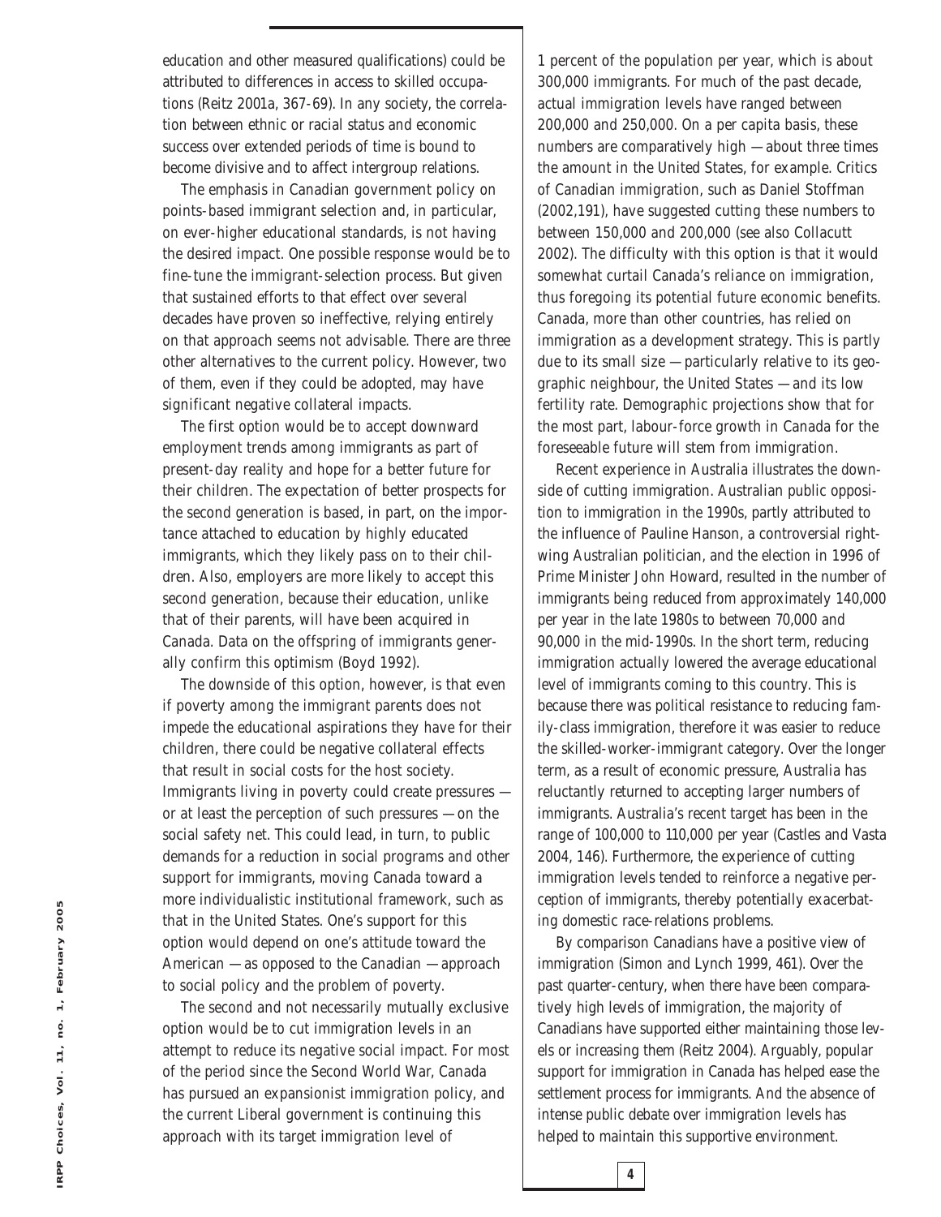education and other measured qualifications) could be attributed to differences in access to skilled occupations (Reitz 2001a, 367-69). In any society, the correlation between ethnic or racial status and economic success over extended periods of time is bound to become divisive and to affect intergroup relations.

The emphasis in Canadian government policy on points-based immigrant selection and, in particular, on ever-higher educational standards, is not having the desired impact. One possible response would be to fine-tune the immigrant-selection process. But given that sustained efforts to that effect over several decades have proven so ineffective, relying entirely on that approach seems not advisable. There are three other alternatives to the current policy. However, two of them, even if they could be adopted, may have significant negative collateral impacts.

The first option would be to accept downward employment trends among immigrants as part of present-day reality and hope for a better future for their children. The expectation of better prospects for the second generation is based, in part, on the importance attached to education by highly educated immigrants, which they likely pass on to their children. Also, employers are more likely to accept this second generation, because their education, unlike that of their parents, will have been acquired in Canada. Data on the offspring of immigrants generally confirm this optimism (Boyd 1992).

The downside of this option, however, is that even if poverty among the immigrant parents does not impede the educational aspirations they have for their children, there could be negative collateral effects that result in social costs for the host society. Immigrants living in poverty could create pressures — or at least the perception of such pressures — on the social safety net. This could lead, in turn, to public demands for a reduction in social programs and other support for immigrants, moving Canada toward a more individualistic institutional framework, such as that in the United States. One's support for this option would depend on one's attitude toward the American — as opposed to the Canadian — approach to social policy and the problem of poverty.

The second and not necessarily mutually exclusive option would be to cut immigration levels in an attempt to reduce its negative social impact. For most of the period since the Second World War, Canada has pursued an expansionist immigration policy, and the current Liberal government is continuing this approach with its target immigration level of 1 percent of the population per year, which is about 300,000 immigrants. For much of the past decade, actual immigration levels have ranged between 200,000 and 250,000. On a per capita basis, these numbers are comparatively high — about three times the amount in the United States, for example. Critics of Canadian immigration, such as Daniel Stoffman (2002,191), have suggested cutting these numbers to between 150,000 and 200,000 (see also Collacutt 2002). The difficulty with this option is that it would somewhat curtail Canada's reliance on immigration, thus foregoing its potential future economic benefits. Canada, more than other countries, has relied on immigration as a development strategy. This is partly due to its small size — particularly relative to its geographic neighbour, the United States — and its low fertility rate. Demographic projections show that for the most part, labour-force growth in Canada for the foreseeable future will stem from immigration.

Recent experience in Australia illustrates the downside of cutting immigration. Australian public opposition to immigration in the 1990s, partly attributed to the influence of Pauline Hanson, a controversial right-wing Australian politician, and the election in 1996 of Prime Minister John Howard, resulted in the number of immigrants being reduced from approximately 140,000 per year in the late 1980s to between 70,000 and 90,000 in the mid-1990s. In the short term, reducing immigration actually lowered the average educational level of immigrants coming to this country. This is because there was political resistance to reducing family-class immigration, therefore it was easier to reduce the skilled-worker-immigrant category. Over the longer term, as a result of economic pressure, Australia has reluctantly returned to accepting larger numbers of immigrants. Australia's recent target has been in the range of 100,000 to 110,000 per year (Castles and Vasta 2004, 146). Furthermore, the experience of cutting immigration levels tended to reinforce a negative perception of immigrants, thereby potentially exacerbating domestic race-relations problems.

By comparison Canadians have a positive view of immigration (Simon and Lynch 1999, 461). Over the past quarter-century, when there have been comparatively high levels of immigration, the majority of Canadians have supported either maintaining those levels or increasing them (Reitz 2004). Arguably, popular support for immigration in Canada has helped ease the settlement process for immigrants. And the absence of intense public debate over immigration levels has helped to maintain this supportive environment.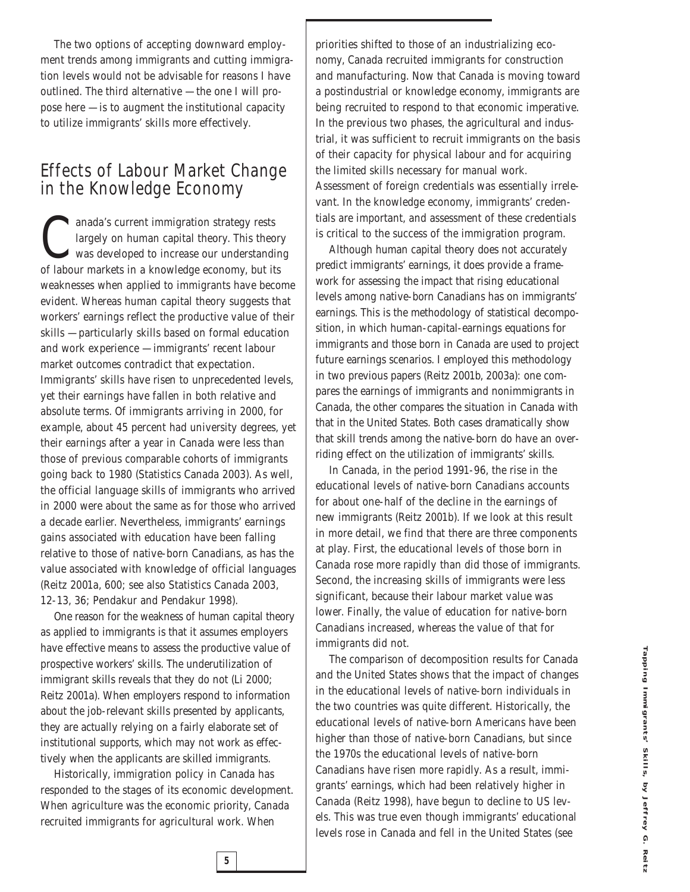The two options of accepting downward employment trends among immigrants and cutting immigration levels would not be advisable for reasons I have outlined. The third alternative — the one I will propose here — is to augment the institutional capacity to utilize immigrants' skills more effectively.

## Effects of Labour Market Change in the Knowledge Economy

Canada's current immigration strategy rests largely on human capital theory. This theory was developed to increase our understanding of labour markets in a knowledge economy, but its weaknesses when applied to immigrants have become evident. Whereas human capital theory suggests that workers' earnings reflect the productive value of their skills — particularly skills based on formal education and work experience — immigrants' recent labour market outcomes contradict that expectation. Immigrants' skills have risen to unprecedented levels, yet their earnings have fallen in both relative and absolute terms. Of immigrants arriving in 2000, for example, about 45 percent had university degrees, yet their earnings after a year in Canada were less than those of previous comparable cohorts of immigrants going back to 1980 (Statistics Canada 2003). As well, the official language skills of immigrants who arrived in 2000 were about the same as for those who arrived a decade earlier. Nevertheless, immigrants' earnings gains associated with education have been falling relative to those of native-born Canadians, as has the value associated with knowledge of official languages (Reitz 2001a, 600; see also Statistics Canada 2003, 12-13, 36; Pendakur and Pendakur 1998).

One reason for the weakness of human capital theory as applied to immigrants is that it assumes employers have effective means to assess the productive value of prospective workers' skills. The underutilization of immigrant skills reveals that they do not (Li 2000; Reitz 2001a). When employers respond to information about the job-relevant skills presented by applicants, they are actually relying on a fairly elaborate set of institutional supports, which may not work as effectively when the applicants are skilled immigrants.

Historically, immigration policy in Canada has responded to the stages of its economic development. When agriculture was the economic priority, Canada recruited immigrants for agricultural work. When priorities shifted to those of an industrializing economy, Canada recruited immigrants for construction and manufacturing. Now that Canada is moving toward a postindustrial or knowledge economy, immigrants are being recruited to respond to that economic imperative. In the previous two phases, the agricultural and industrial, it was sufficient to recruit immigrants on the basis of their capacity for physical labour and for acquiring the limited skills necessary for manual work. Assessment of foreign credentials was essentially irrelevant. In the knowledge economy, immigrants' credentials are important, and assessment of these credentials is critical to the success of the immigration program.

Although human capital theory does not accurately predict immigrants' earnings, it does provide a framework for assessing the impact that rising educational levels among native-born Canadians has on immigrants' earnings. This is the methodology of statistical decomposition, in which human-capital-earnings equations for immigrants and those born in Canada are used to project future earnings scenarios. I employed this methodology in two previous papers (Reitz 2001b, 2003a): one compares the earnings of immigrants and nonimmigrants in Canada, the other compares the situation in Canada with that in the United States. Both cases dramatically show that skill trends among the native-born do have an overriding effect on the utilization of immigrants' skills.

In Canada, in the period 1991-96, the rise in the educational levels of native-born Canadians accounts for about one-half of the decline in the earnings of new immigrants (Reitz 2001b). If we look at this result in more detail, we find that there are three components at play. First, the educational levels of those born in Canada rose more rapidly than did those of immigrants. Second, the increasing skills of immigrants were less significant, because their labour market value was lower. Finally, the value of education for native-born Canadians increased, whereas the value of that for immigrants did not.

The comparison of decomposition results for Canada and the United States shows that the impact of changes in the educational levels of native-born individuals in the two countries was quite different. Historically, the educational levels of native-born Americans have been higher than those of native-born Canadians, but since the 1970s the educational levels of native-born Canadians have risen more rapidly. As a result, immigrants' earnings, which had been relatively higher in Canada (Reitz 1998), have begun to decline to US levels. This was true even though immigrants' educational levels rose in Canada and fell in the United States (see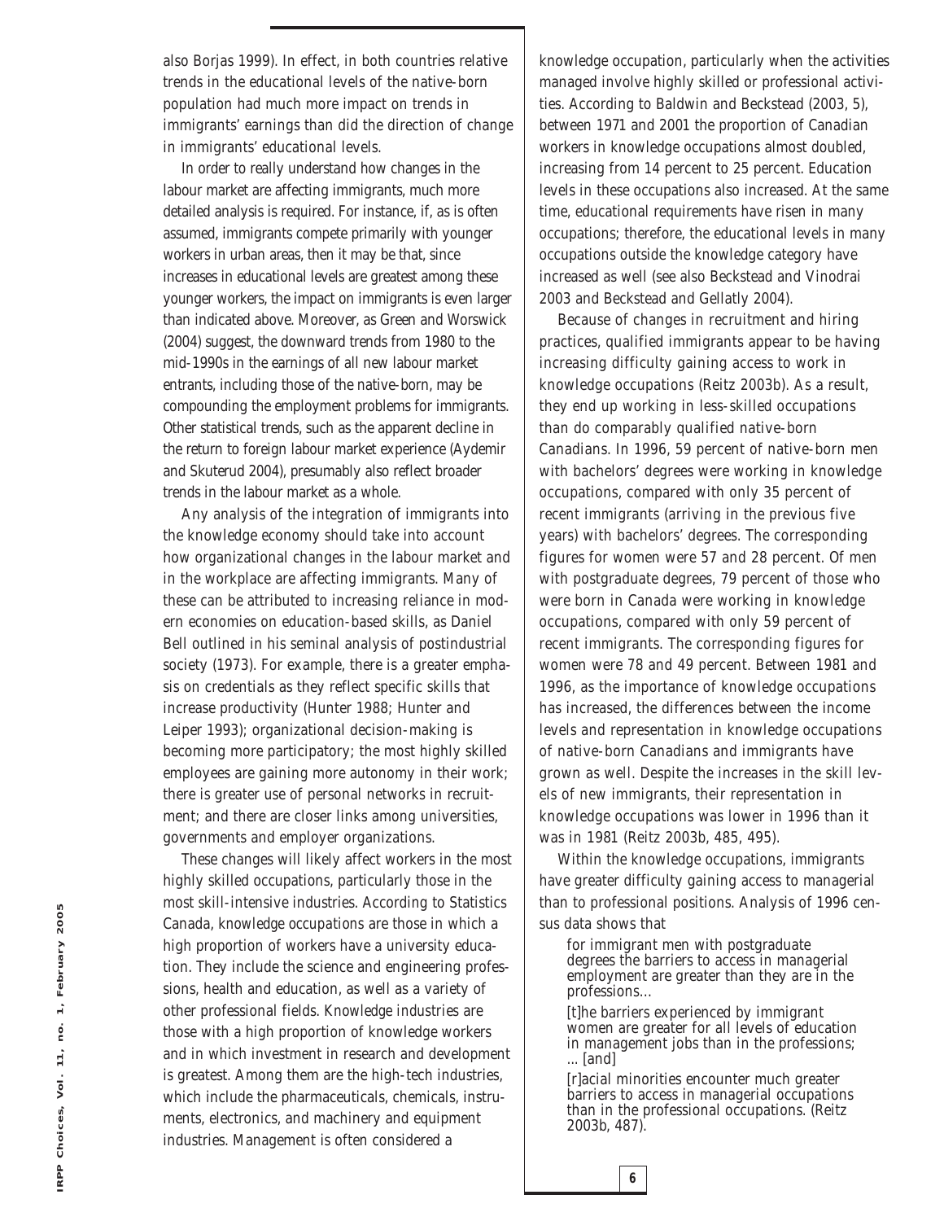also Borjas 1999). In effect, in both countries relative trends in the educational levels of the native-born population had much more impact on trends in immigrants' earnings than did the direction of change in immigrants' educational levels.

In order to really understand how changes in the labour market are affecting immigrants, much more detailed analysis is required. For instance, if, as is often assumed, immigrants compete primarily with younger workers in urban areas, then it may be that, since increases in educational levels are greatest among these younger workers, the impact on immigrants is even larger than indicated above. Moreover, as Green and Worswick (2004) suggest, the downward trends from 1980 to the mid-1990s in the earnings of all new labour market entrants, including those of the native-born, may be compounding the employment problems for immigrants. Other statistical trends, such as the apparent decline in the return to foreign labour market experience (Aydemir and Skuterud 2004), presumably also reflect broader trends in the labour market as a whole.

Any analysis of the integration of immigrants into the knowledge economy should take into account how organizational changes in the labour market and in the workplace are affecting immigrants. Many of these can be attributed to increasing reliance in modern economies on education-based skills, as Daniel Bell outlined in his seminal analysis of postindustrial society (1973). For example, there is a greater emphasis on credentials as they reflect specific skills that increase productivity (Hunter 1988; Hunter and Leiper 1993); organizational decision-making is becoming more participatory; the most highly skilled employees are gaining more autonomy in their work; there is greater use of personal networks in recruitment; and there are closer links among universities, governments and employer organizations.

These changes will likely affect workers in the most highly skilled occupations, particularly those in the most skill-intensive industries. According to Statistics Canada, knowledge occupations are those in which a high proportion of workers have a university education. They include the science and engineering professions, health and education, as well as a variety of other professional fields. Knowledge industries are those with a high proportion of knowledge workers and in which investment in research and development is greatest. Among them are the high-tech industries, which include the pharmaceuticals, chemicals, instruments, electronics, and machinery and equipment industries. Management is often considered a knowledge occupation, particularly when the activities managed involve highly skilled or professional activities. According to Baldwin and Beckstead (2003, 5), between 1971 and 2001 the proportion of Canadian workers in knowledge occupations almost doubled, increasing from 14 percent to 25 percent. Education levels in these occupations also increased. At the same time, educational requirements have risen in many occupations; therefore, the educational levels in many occupations outside the knowledge category have increased as well (see also Beckstead and Vinodrai 2003 and Beckstead and Gellatly 2004).

Because of changes in recruitment and hiring practices, qualified immigrants appear to be having increasing difficulty gaining access to work in knowledge occupations (Reitz 2003b). As a result, they end up working in less-skilled occupations than do comparably qualified native-born Canadians. In 1996, 59 percent of native-born men with bachelors' degrees were working in knowledge occupations, compared with only 35 percent of recent immigrants (arriving in the previous five years) with bachelors' degrees. The corresponding figures for women were 57 and 28 percent. Of men with postgraduate degrees, 79 percent of those who were born in Canada were working in knowledge occupations, compared with only 59 percent of recent immigrants. The corresponding figures for women were 78 and 49 percent. Between 1981 and 1996, as the importance of knowledge occupations has increased, the differences between the income levels and representation in knowledge occupations of native-born Canadians and immigrants have grown as well. Despite the increases in the skill levels of new immigrants, their representation in knowledge occupations was lower in 1996 than it was in 1981 (Reitz 2003b, 485, 495).

Within the knowledge occupations, immigrants have greater difficulty gaining access to managerial than to professional positions. Analysis of 1996 census data shows that

> for immigrant men with postgraduate degrees the barriers to access in managerial employment are greater than they are in the professions...
>
> [t]he barriers experienced by immigrant women are greater for all levels of education in management jobs than in the professions; ... [and]
>
> [r]acial minorities encounter much greater barriers to access in managerial occupations than in the professional occupations. (Reitz 2003b, 487).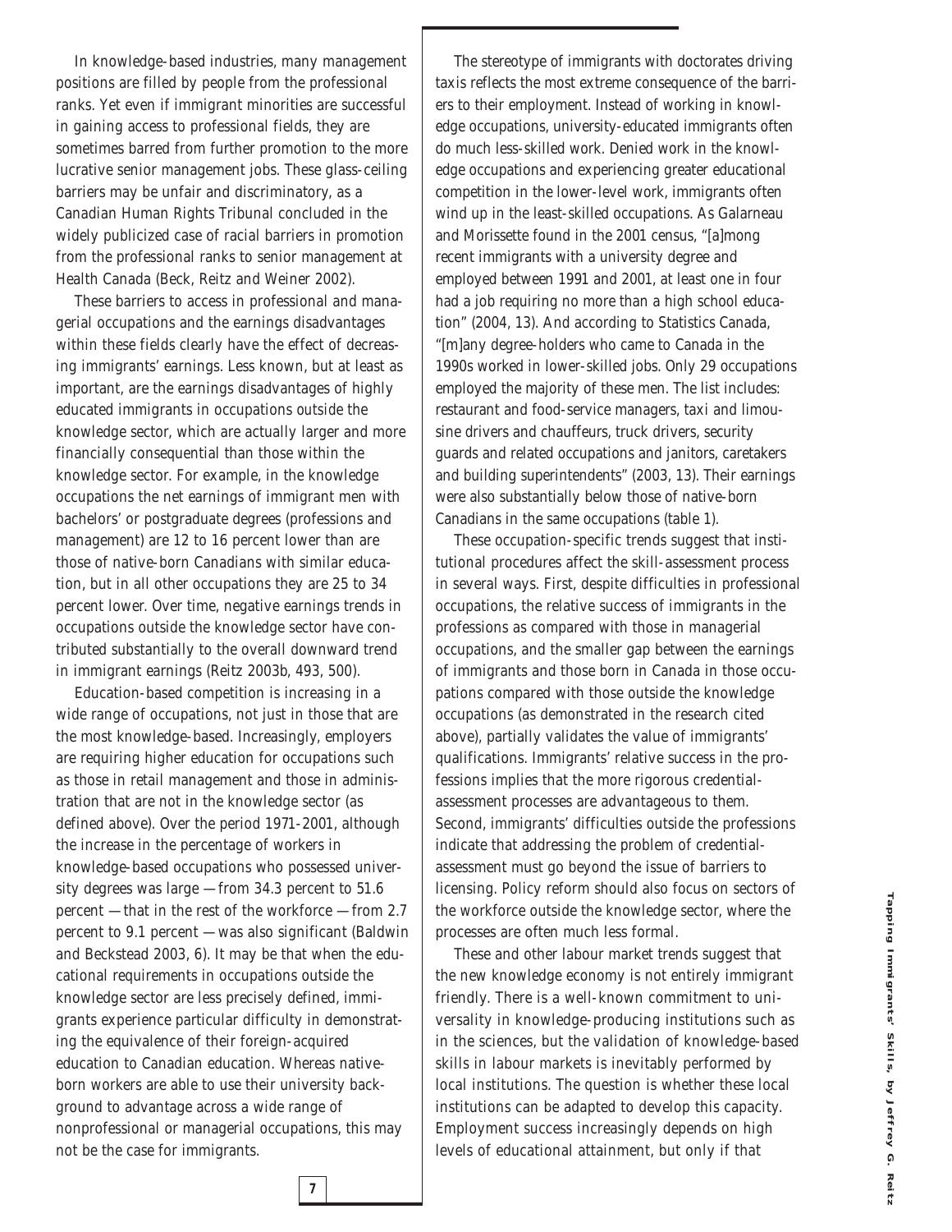In knowledge-based industries, many management positions are filled by people from the professional ranks. Yet even if immigrant minorities are successful in gaining access to professional fields, they are sometimes barred from further promotion to the more lucrative senior management jobs. These glass-ceiling barriers may be unfair and discriminatory, as a Canadian Human Rights Tribunal concluded in the widely publicized case of racial barriers in promotion from the professional ranks to senior management at Health Canada (Beck, Reitz and Weiner 2002).

These barriers to access in professional and managerial occupations and the earnings disadvantages within these fields clearly have the effect of decreasing immigrants' earnings. Less known, but at least as important, are the earnings disadvantages of highly educated immigrants in occupations outside the knowledge sector, which are actually larger and more financially consequential than those within the knowledge sector. For example, in the knowledge occupations the net earnings of immigrant men with bachelors' or postgraduate degrees (professions and management) are 12 to 16 percent lower than are those of native-born Canadians with similar education, but in all other occupations they are 25 to 34 percent lower. Over time, negative earnings trends in occupations outside the knowledge sector have contributed substantially to the overall downward trend in immigrant earnings (Reitz 2003b, 493, 500).

Education-based competition is increasing in a wide range of occupations, not just in those that are the most knowledge-based. Increasingly, employers are requiring higher education for occupations such as those in retail management and those in administration that are not in the knowledge sector (as defined above). Over the period 1971-2001, although the increase in the percentage of workers in knowledge-based occupations who possessed university degrees was large — from 34.3 percent to 51.6 percent — that in the rest of the workforce — from 2.7 percent to 9.1 percent — was also significant (Baldwin and Beckstead 2003, 6). It may be that when the educational requirements in occupations outside the knowledge sector are less precisely defined, immigrants experience particular difficulty in demonstrating the equivalence of their foreign-acquired education to Canadian education. Whereas native-born workers are able to use their university background to advantage across a wide range of nonprofessional or managerial occupations, this may not be the case for immigrants.

The stereotype of immigrants with doctorates driving taxis reflects the most extreme consequence of the barriers to their employment. Instead of working in knowledge occupations, university-educated immigrants often do much less-skilled work. Denied work in the knowledge occupations and experiencing greater educational competition in the lower-level work, immigrants often wind up in the least-skilled occupations. As Galarneau and Morissette found in the 2001 census, "[a]mong recent immigrants with a university degree and employed between 1991 and 2001, at least one in four had a job requiring no more than a high school education" (2004, 13). And according to Statistics Canada, "[m]any degree-holders who came to Canada in the 1990s worked in lower-skilled jobs. Only 29 occupations employed the majority of these men. The list includes: restaurant and food-service managers, taxi and limousine drivers and chauffeurs, truck drivers, security guards and related occupations and janitors, caretakers and building superintendents" (2003, 13). Their earnings were also substantially below those of native-born Canadians in the same occupations (table 1).

These occupation-specific trends suggest that institutional procedures affect the skill-assessment process in several ways. First, despite difficulties in professional occupations, the relative success of immigrants in the professions as compared with those in managerial occupations, and the smaller gap between the earnings of immigrants and those born in Canada in those occupations compared with those outside the knowledge occupations (as demonstrated in the research cited above), partially validates the value of immigrants' qualifications. Immigrants' relative success in the professions implies that the more rigorous credential-assessment processes are advantageous to them. Second, immigrants' difficulties outside the professions indicate that addressing the problem of credential-assessment must go beyond the issue of barriers to licensing. Policy reform should also focus on sectors of the workforce outside the knowledge sector, where the processes are often much less formal.

These and other labour market trends suggest that the new knowledge economy is not entirely immigrant friendly. There is a well-known commitment to universality in knowledge-producing institutions such as in the sciences, but the validation of knowledge-based skills in labour markets is inevitably performed by local institutions. The question is whether these local institutions can be adapted to develop this capacity. Employment success increasingly depends on high levels of educational attainment, but only if that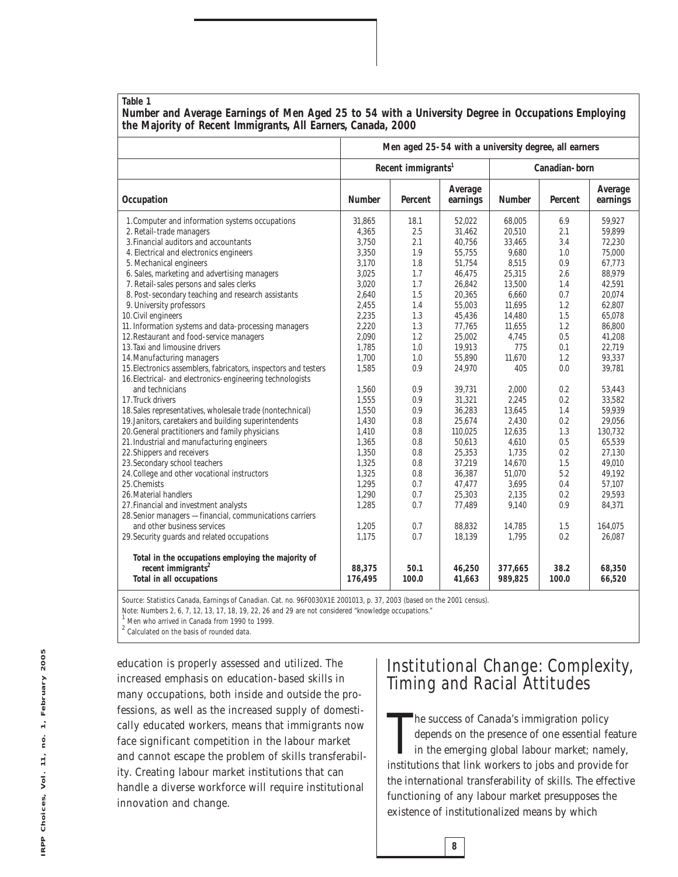**Table 1**

**Number and Average Earnings of Men Aged 25 to 54 with a University Degree in Occupations Employing the Majority of Recent Immigrants, All Earners, Canada, 2000**

| | Men aged 25-54 with a university degree, all earners | | | | | |
|---|---|---|---|---|---|---|
| | Recent immigrants[1] | | | Canadian-born | | |
| **Occupation** | **Number** | **Percent** | **Average earnings** | **Number** | **Percent** | **Average earnings** |
| 1. Computer and information systems occupations | 31,865 | 18.1 | 52,022 | 68,005 | 6.9 | 59,927 |
| 2. Retail-trade managers | 4,365 | 2.5 | 31,462 | 20,510 | 2.1 | 59,899 |
| 3. Financial auditors and accountants | 3,750 | 2.1 | 40,756 | 33,465 | 3.4 | 72,230 |
| 4. Electrical and electronics engineers | 3,350 | 1.9 | 55,755 | 9,680 | 1.0 | 75,000 |
| 5. Mechanical engineers | 3,170 | 1.8 | 51,754 | 8,515 | 0.9 | 67,773 |
| 6. Sales, marketing and advertising managers | 3,025 | 1.7 | 46,475 | 25,315 | 2.6 | 88,979 |
| 7. Retail-sales persons and sales clerks | 3,020 | 1.7 | 26,842 | 13,500 | 1.4 | 42,591 |
| 8. Post-secondary teaching and research assistants | 2,640 | 1.5 | 20,365 | 6,660 | 0.7 | 20,074 |
| 9. University professors | 2,455 | 1.4 | 55,003 | 11,695 | 1.2 | 62,807 |
| 10. Civil engineers | 2,235 | 1.3 | 45,436 | 14,480 | 1.5 | 65,078 |
| 11. Information systems and data-processing managers | 2,220 | 1.3 | 77,765 | 11,655 | 1.2 | 86,800 |
| 12. Restaurant and food-service managers | 2,090 | 1.2 | 25,002 | 4,745 | 0.5 | 41,208 |
| 13. Taxi and limousine drivers | 1,785 | 1.0 | 19,913 | 775 | 0.1 | 22,719 |
| 14. Manufacturing managers | 1,700 | 1.0 | 55,890 | 11,670 | 1.2 | 93,337 |
| 15. Electronics assemblers, fabricators, inspectors and testers | 1,585 | 0.9 | 24,970 | 405 | 0.0 | 39,781 |
| 16. Electrical- and electronics-engineering technologists and technicians | 1,560 | 0.9 | 39,731 | 2,000 | 0.2 | 53,443 |
| 17. Truck drivers | 1,555 | 0.9 | 31,321 | 2,245 | 0.2 | 33,582 |
| 18. Sales representatives, wholesale trade (nontechnical) | 1,550 | 0.9 | 36,283 | 13,645 | 1.4 | 59,939 |
| 19. Janitors, caretakers and building superintendents | 1,430 | 0.8 | 25,674 | 2,430 | 0.2 | 29,056 |
| 20. General practitioners and family physicians | 1,410 | 0.8 | 110,025 | 12,635 | 1.3 | 130,732 |
| 21. Industrial and manufacturing engineers | 1,365 | 0.8 | 50,613 | 4,610 | 0.5 | 65,539 |
| 22. Shippers and receivers | 1,350 | 0.8 | 25,353 | 1,735 | 0.2 | 27,130 |
| 23. Secondary school teachers | 1,325 | 0.8 | 37,219 | 14,670 | 1.5 | 49,010 |
| 24. College and other vocational instructors | 1,325 | 0.8 | 36,387 | 51,070 | 5.2 | 49,192 |
| 25. Chemists | 1,295 | 0.7 | 47,477 | 3,695 | 0.4 | 57,107 |
| 26. Material handlers | 1,290 | 0.7 | 25,303 | 2,135 | 0.2 | 29,593 |
| 27. Financial and investment analysts | 1,285 | 0.7 | 77,489 | 9,140 | 0.9 | 84,371 |
| 28. Senior managers — financial, communications carriers and other business services | 1,205 | 0.7 | 88,832 | 14,785 | 1.5 | 164,075 |
| 29. Security guards and related occupations | 1,175 | 0.7 | 18,139 | 1,795 | 0.2 | 26,087 |
| **Total in the occupations employing the majority of recent immigrants[2]** | **88,375** | **50.1** | **46,250** | **377,665** | **38.2** | **68,350** |
| **Total in all occupations** | **176,495** | **100.0** | **41,663** | **989,825** | **100.0** | **66,520** |

Source: Statistics Canada, Earnings of Canadian. Cat. no. 96F0030X1E 2001013, p. 37, 2003 (based on the 2001 census).

Note: Numbers 2, 6, 7, 12, 13, 17, 18, 19, 22, 26 and 29 are not considered "knowledge occupations."

[1] Men who arrived in Canada from 1990 to 1999.

[2] Calculated on the basis of rounded data.

education is properly assessed and utilized. The increased emphasis on education-based skills in many occupations, both inside and outside the professions, as well as the increased supply of domestically educated workers, means that immigrants now face significant competition in the labour market and cannot escape the problem of skills transferability. Creating labour market institutions that can handle a diverse workforce will require institutional innovation and change.

## Institutional Change: Complexity, Timing and Racial Attitudes

The success of Canada's immigration policy depends on the presence of one essential feature in the emerging global labour market; namely, institutions that link workers to jobs and provide for the international transferability of skills. The effective functioning of any labour market presupposes the existence of institutionalized means by which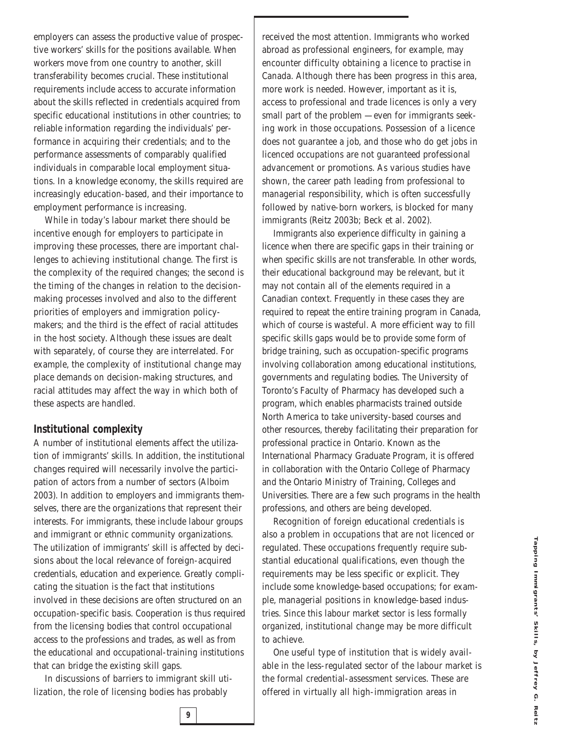employers can assess the productive value of prospective workers' skills for the positions available. When workers move from one country to another, skill transferability becomes crucial. These institutional requirements include access to accurate information about the skills reflected in credentials acquired from specific educational institutions in other countries; to reliable information regarding the individuals' performance in acquiring their credentials; and to the performance assessments of comparably qualified individuals in comparable local employment situations. In a knowledge economy, the skills required are increasingly education-based, and their importance to employment performance is increasing.

While in today's labour market there should be incentive enough for employers to participate in improving these processes, there are important challenges to achieving institutional change. The first is the complexity of the required changes; the second is the timing of the changes in relation to the decision-making processes involved and also to the different priorities of employers and immigration policy-makers; and the third is the effect of racial attitudes in the host society. Although these issues are dealt with separately, of course they are interrelated. For example, the complexity of institutional change may place demands on decision-making structures, and racial attitudes may affect the way in which both of these aspects are handled.

### Institutional complexity

A number of institutional elements affect the utilization of immigrants' skills. In addition, the institutional changes required will necessarily involve the participation of actors from a number of sectors (Alboim 2003). In addition to employers and immigrants themselves, there are the organizations that represent their interests. For immigrants, these include labour groups and immigrant or ethnic community organizations. The utilization of immigrants' skill is affected by decisions about the local relevance of foreign-acquired credentials, education and experience. Greatly complicating the situation is the fact that institutions involved in these decisions are often structured on an occupation-specific basis. Cooperation is thus required from the licensing bodies that control occupational access to the professions and trades, as well as from the educational and occupational-training institutions that can bridge the existing skill gaps.

In discussions of barriers to immigrant skill utilization, the role of licensing bodies has probably received the most attention. Immigrants who worked abroad as professional engineers, for example, may encounter difficulty obtaining a licence to practise in Canada. Although there has been progress in this area, more work is needed. However, important as it is, access to professional and trade licences is only a very small part of the problem — even for immigrants seeking work in those occupations. Possession of a licence does not guarantee a job, and those who do get jobs in licenced occupations are not guaranteed professional advancement or promotions. As various studies have shown, the career path leading from professional to managerial responsibility, which is often successfully followed by native-born workers, is blocked for many immigrants (Reitz 2003b; Beck et al. 2002).

Immigrants also experience difficulty in gaining a licence when there are specific gaps in their training or when specific skills are not transferable. In other words, their educational background may be relevant, but it may not contain all of the elements required in a Canadian context. Frequently in these cases they are required to repeat the entire training program in Canada, which of course is wasteful. A more efficient way to fill specific skills gaps would be to provide some form of bridge training, such as occupation-specific programs involving collaboration among educational institutions, governments and regulating bodies. The University of Toronto's Faculty of Pharmacy has developed such a program, which enables pharmacists trained outside North America to take university-based courses and other resources, thereby facilitating their preparation for professional practice in Ontario. Known as the International Pharmacy Graduate Program, it is offered in collaboration with the Ontario College of Pharmacy and the Ontario Ministry of Training, Colleges and Universities. There are a few such programs in the health professions, and others are being developed.

Recognition of foreign educational credentials is also a problem in occupations that are not licenced or regulated. These occupations frequently require substantial educational qualifications, even though the requirements may be less specific or explicit. They include some knowledge-based occupations; for example, managerial positions in knowledge-based industries. Since this labour market sector is less formally organized, institutional change may be more difficult to achieve.

One useful type of institution that is widely available in the less-regulated sector of the labour market is the formal credential-assessment services. These are offered in virtually all high-immigration areas in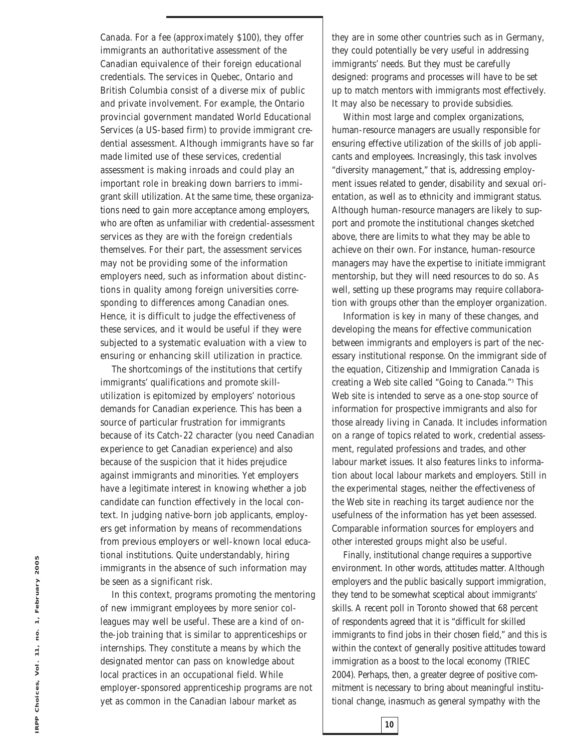Canada. For a fee (approximately $100), they offer immigrants an authoritative assessment of the Canadian equivalence of their foreign educational credentials. The services in Quebec, Ontario and British Columbia consist of a diverse mix of public and private involvement. For example, the Ontario provincial government mandated World Educational Services (a US-based firm) to provide immigrant credential assessment. Although immigrants have so far made limited use of these services, credential assessment is making inroads and could play an important role in breaking down barriers to immigrant skill utilization. At the same time, these organizations need to gain more acceptance among employers, who are often as unfamiliar with credential-assessment services as they are with the foreign credentials themselves. For their part, the assessment services may not be providing some of the information employers need, such as information about distinctions in quality among foreign universities corresponding to differences among Canadian ones. Hence, it is difficult to judge the effectiveness of these services, and it would be useful if they were subjected to a systematic evaluation with a view to ensuring or enhancing skill utilization in practice.

The shortcomings of the institutions that certify immigrants' qualifications and promote skill-utilization is epitomized by employers' notorious demands for Canadian experience. This has been a source of particular frustration for immigrants because of its Catch-22 character (you need Canadian experience to get Canadian experience) and also because of the suspicion that it hides prejudice against immigrants and minorities. Yet employers have a legitimate interest in knowing whether a job candidate can function effectively in the local context. In judging native-born job applicants, employers get information by means of recommendations from previous employers or well-known local educational institutions. Quite understandably, hiring immigrants in the absence of such information may be seen as a significant risk.

In this context, programs promoting the mentoring of new immigrant employees by more senior colleagues may well be useful. These are a kind of on-the-job training that is similar to apprenticeships or internships. They constitute a means by which the designated mentor can pass on knowledge about local practices in an occupational field. While employer-sponsored apprenticeship programs are not yet as common in the Canadian labour market as they are in some other countries such as in Germany, they could potentially be very useful in addressing immigrants' needs. But they must be carefully designed: programs and processes will have to be set up to match mentors with immigrants most effectively. It may also be necessary to provide subsidies.

Within most large and complex organizations, human-resource managers are usually responsible for ensuring effective utilization of the skills of job applicants and employees. Increasingly, this task involves "diversity management," that is, addressing employment issues related to gender, disability and sexual orientation, as well as to ethnicity and immigrant status. Although human-resource managers are likely to support and promote the institutional changes sketched above, there are limits to what they may be able to achieve on their own. For instance, human-resource managers may have the expertise to initiate immigrant mentorship, but they will need resources to do so. As well, setting up these programs may require collaboration with groups other than the employer organization.

Information is key in many of these changes, and developing the means for effective communication between immigrants and employers is part of the necessary institutional response. On the immigrant side of the equation, Citizenship and Immigration Canada is creating a Web site called "Going to Canada."[3] This Web site is intended to serve as a one-stop source of information for prospective immigrants and also for those already living in Canada. It includes information on a range of topics related to work, credential assessment, regulated professions and trades, and other labour market issues. It also features links to information about local labour markets and employers. Still in the experimental stages, neither the effectiveness of the Web site in reaching its target audience nor the usefulness of the information has yet been assessed. Comparable information sources for employers and other interested groups might also be useful.

Finally, institutional change requires a supportive environment. In other words, attitudes matter. Although employers and the public basically support immigration, they tend to be somewhat sceptical about immigrants' skills. A recent poll in Toronto showed that 68 percent of respondents agreed that it is "difficult for skilled immigrants to find jobs in their chosen field," and this is within the context of generally positive attitudes toward immigration as a boost to the local economy (TRIEC 2004). Perhaps, then, a greater degree of positive commitment is necessary to bring about meaningful institutional change, inasmuch as general sympathy with the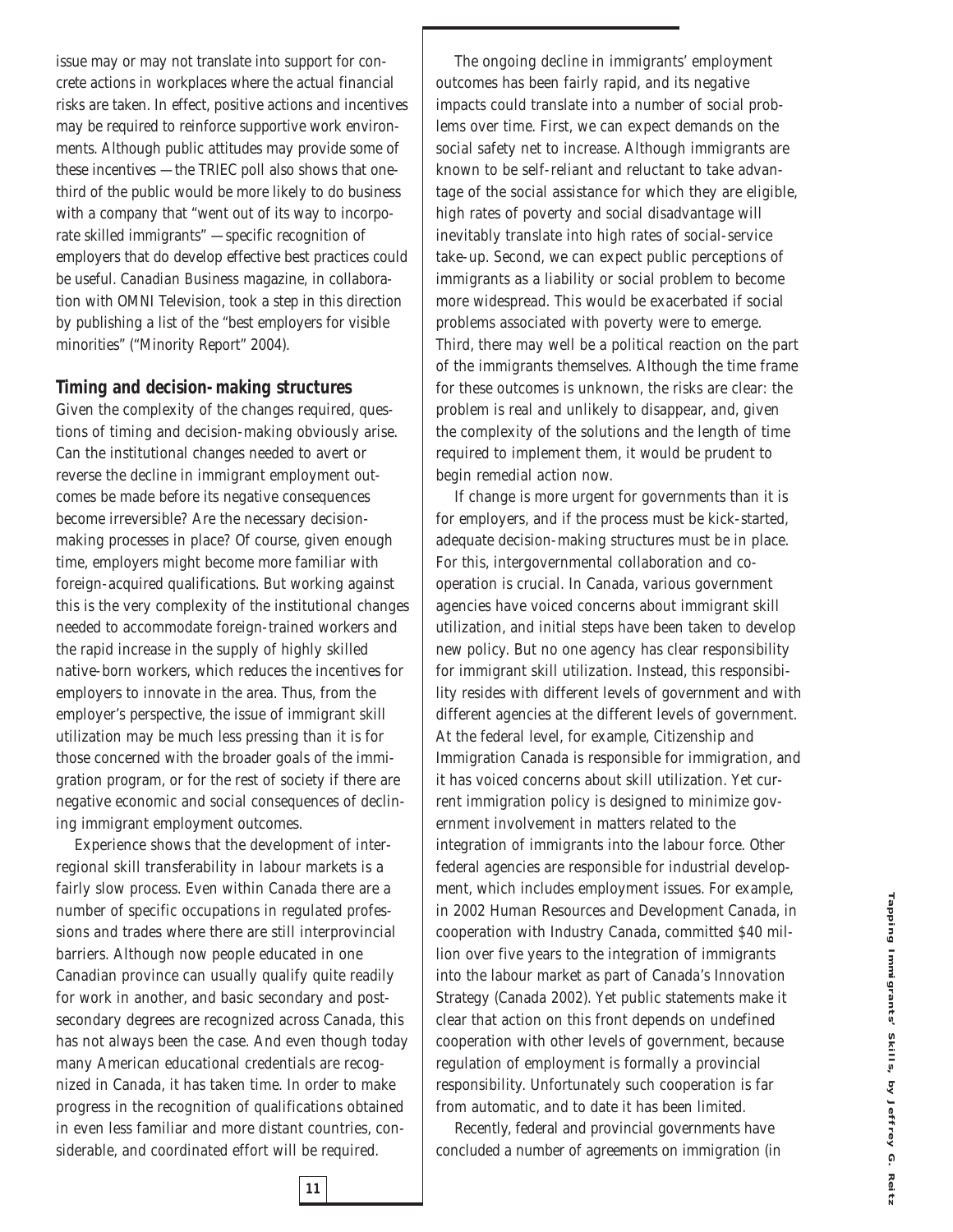issue may or may not translate into support for concrete actions in workplaces where the actual financial risks are taken. In effect, positive actions and incentives may be required to reinforce supportive work environments. Although public attitudes may provide some of these incentives — the TRIEC poll also shows that one-third of the public would be more likely to do business with a company that "went out of its way to incorporate skilled immigrants" — specific recognition of employers that do develop effective best practices could be useful. *Canadian Business* magazine, in collaboration with OMNI Television, took a step in this direction by publishing a list of the "best employers for visible minorities" ("Minority Report" 2004).

### Timing and decision-making structures

Given the complexity of the changes required, questions of timing and decision-making obviously arise. Can the institutional changes needed to avert or reverse the decline in immigrant employment outcomes be made before its negative consequences become irreversible? Are the necessary decision-making processes in place? Of course, given enough time, employers might become more familiar with foreign-acquired qualifications. But working against this is the very complexity of the institutional changes needed to accommodate foreign-trained workers and the rapid increase in the supply of highly skilled native-born workers, which reduces the incentives for employers to innovate in the area. Thus, from the employer's perspective, the issue of immigrant skill utilization may be much less pressing than it is for those concerned with the broader goals of the immigration program, or for the rest of society if there are negative economic and social consequences of declining immigrant employment outcomes.

Experience shows that the development of interregional skill transferability in labour markets is a fairly slow process. Even within Canada there are a number of specific occupations in regulated professions and trades where there are still interprovincial barriers. Although now people educated in one Canadian province can usually qualify quite readily for work in another, and basic secondary and post-secondary degrees are recognized across Canada, this has not always been the case. And even though today many American educational credentials are recognized in Canada, it has taken time. In order to make progress in the recognition of qualifications obtained in even less familiar and more distant countries, considerable, and coordinated effort will be required.

The ongoing decline in immigrants' employment outcomes has been fairly rapid, and its negative impacts could translate into a number of social problems over time. First, we can expect demands on the social safety net to increase. Although immigrants are known to be self-reliant and reluctant to take advantage of the social assistance for which they are eligible, high rates of poverty and social disadvantage will inevitably translate into high rates of social-service take-up. Second, we can expect public perceptions of immigrants as a liability or social problem to become more widespread. This would be exacerbated if social problems associated with poverty were to emerge. Third, there may well be a political reaction on the part of the immigrants themselves. Although the time frame for these outcomes is unknown, the risks are clear: the problem is real and unlikely to disappear, and, given the complexity of the solutions and the length of time required to implement them, it would be prudent to begin remedial action now.

If change is more urgent for governments than it is for employers, and if the process must be kick-started, adequate decision-making structures must be in place. For this, intergovernmental collaboration and cooperation is crucial. In Canada, various government agencies have voiced concerns about immigrant skill utilization, and initial steps have been taken to develop new policy. But no one agency has clear responsibility for immigrant skill utilization. Instead, this responsibility resides with different levels of government and with different agencies at the different levels of government. At the federal level, for example, Citizenship and Immigration Canada is responsible for immigration, and it has voiced concerns about skill utilization. Yet current immigration policy is designed to minimize government involvement in matters related to the integration of immigrants into the labour force. Other federal agencies are responsible for industrial development, which includes employment issues. For example, in 2002 Human Resources and Development Canada, in cooperation with Industry Canada, committed $40 million over five years to the integration of immigrants into the labour market as part of Canada's Innovation Strategy (Canada 2002). Yet public statements make it clear that action on this front depends on undefined cooperation with other levels of government, because regulation of employment is formally a provincial responsibility. Unfortunately such cooperation is far from automatic, and to date it has been limited.

Recently, federal and provincial governments have concluded a number of agreements on immigration (in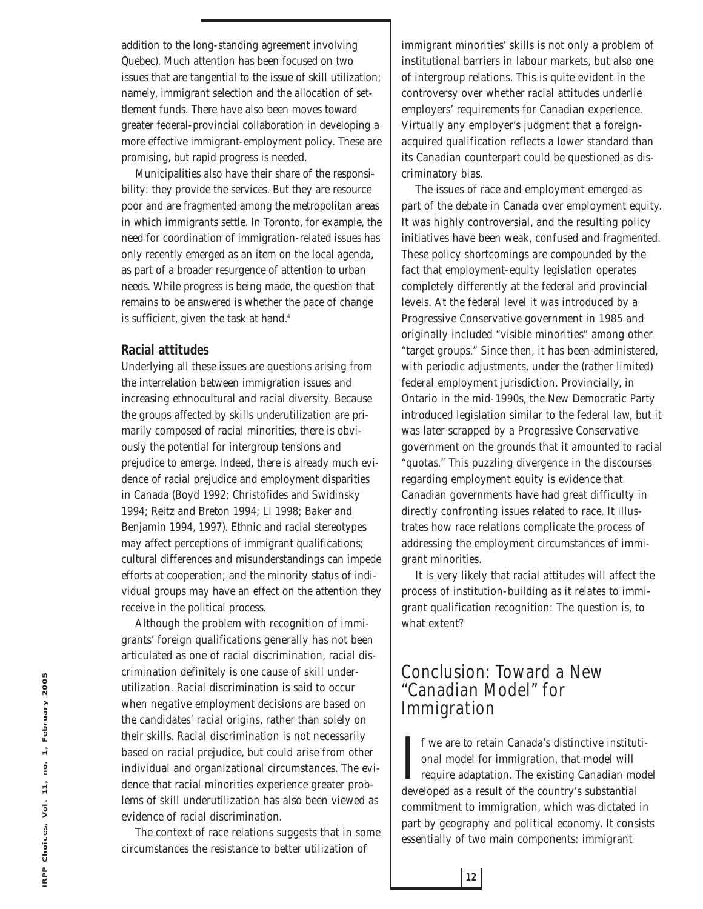addition to the long-standing agreement involving Quebec). Much attention has been focused on two issues that are tangential to the issue of skill utilization; namely, immigrant selection and the allocation of settlement funds. There have also been moves toward greater federal-provincial collaboration in developing a more effective immigrant-employment policy. These are promising, but rapid progress is needed.

Municipalities also have their share of the responsibility: they provide the services. But they are resource poor and are fragmented among the metropolitan areas in which immigrants settle. In Toronto, for example, the need for coordination of immigration-related issues has only recently emerged as an item on the local agenda, as part of a broader resurgence of attention to urban needs. While progress is being made, the question that remains to be answered is whether the pace of change is sufficient, given the task at hand.[4]

### Racial attitudes

Underlying all these issues are questions arising from the interrelation between immigration issues and increasing ethnocultural and racial diversity. Because the groups affected by skills underutilization are primarily composed of racial minorities, there is obviously the potential for intergroup tensions and prejudice to emerge. Indeed, there is already much evidence of racial prejudice and employment disparities in Canada (Boyd 1992; Christofides and Swidinsky 1994; Reitz and Breton 1994; Li 1998; Baker and Benjamin 1994, 1997). Ethnic and racial stereotypes may affect perceptions of immigrant qualifications; cultural differences and misunderstandings can impede efforts at cooperation; and the minority status of individual groups may have an effect on the attention they receive in the political process.

Although the problem with recognition of immigrants' foreign qualifications generally has not been articulated as one of racial discrimination, racial discrimination definitely is one cause of skill underutilization. Racial discrimination is said to occur when negative employment decisions are based on the candidates' racial origins, rather than solely on their skills. Racial discrimination is not necessarily based on racial prejudice, but could arise from other individual and organizational circumstances. The evidence that racial minorities experience greater problems of skill underutilization has also been viewed as evidence of racial discrimination.

The context of race relations suggests that in some circumstances the resistance to better utilization of immigrant minorities' skills is not only a problem of institutional barriers in labour markets, but also one of intergroup relations. This is quite evident in the controversy over whether racial attitudes underlie employers' requirements for Canadian experience. Virtually any employer's judgment that a foreign-acquired qualification reflects a lower standard than its Canadian counterpart could be questioned as discriminatory bias.

The issues of race and employment emerged as part of the debate in Canada over employment equity. It was highly controversial, and the resulting policy initiatives have been weak, confused and fragmented. These policy shortcomings are compounded by the fact that employment-equity legislation operates completely differently at the federal and provincial levels. At the federal level it was introduced by a Progressive Conservative government in 1985 and originally included "visible minorities" among other "target groups." Since then, it has been administered, with periodic adjustments, under the (rather limited) federal employment jurisdiction. Provincially, in Ontario in the mid-1990s, the New Democratic Party introduced legislation similar to the federal law, but it was later scrapped by a Progressive Conservative government on the grounds that it amounted to racial "quotas." This puzzling divergence in the discourses regarding employment equity is evidence that Canadian governments have had great difficulty in directly confronting issues related to race. It illustrates how race relations complicate the process of addressing the employment circumstances of immigrant minorities.

It is very likely that racial attitudes will affect the process of institution-building as it relates to immigrant qualification recognition: The question is, to what extent?

## Conclusion: Toward a New "Canadian Model" for Immigration

If we are to retain Canada's distinctive institutional model for immigration, that model will require adaptation. The existing Canadian model developed as a result of the country's substantial commitment to immigration, which was dictated in part by geography and political economy. It consists essentially of two main components: immigrant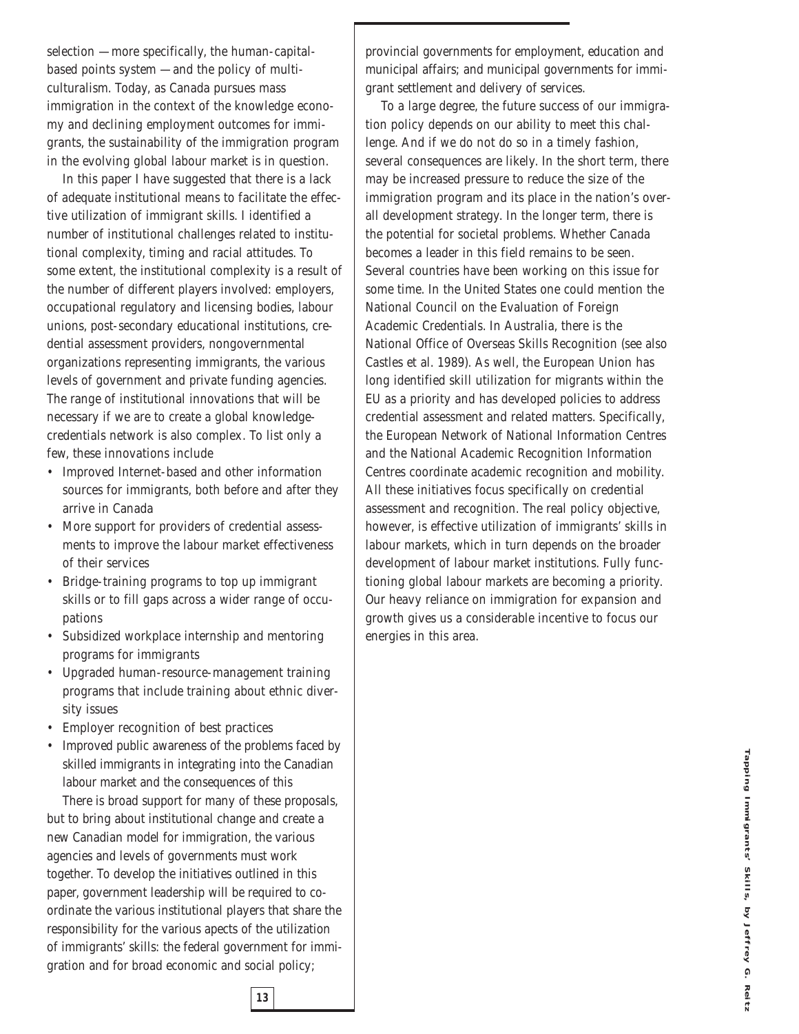selection — more specifically, the human-capital-based points system — and the policy of multiculturalism. Today, as Canada pursues mass immigration in the context of the knowledge economy and declining employment outcomes for immigrants, the sustainability of the immigration program in the evolving global labour market is in question.

In this paper I have suggested that there is a lack of adequate institutional means to facilitate the effective utilization of immigrant skills. I identified a number of institutional challenges related to institutional complexity, timing and racial attitudes. To some extent, the institutional complexity is a result of the number of different players involved: employers, occupational regulatory and licensing bodies, labour unions, post-secondary educational institutions, credential assessment providers, nongovernmental organizations representing immigrants, the various levels of government and private funding agencies. The range of institutional innovations that will be necessary if we are to create a global knowledge-credentials network is also complex. To list only a few, these innovations include

- Improved Internet-based and other information sources for immigrants, both before and after they arrive in Canada
- More support for providers of credential assessments to improve the labour market effectiveness of their services
- Bridge-training programs to top up immigrant skills or to fill gaps across a wider range of occupations
- Subsidized workplace internship and mentoring programs for immigrants
- Upgraded human-resource-management training programs that include training about ethnic diversity issues
- Employer recognition of best practices
- Improved public awareness of the problems faced by skilled immigrants in integrating into the Canadian labour market and the consequences of this

There is broad support for many of these proposals, but to bring about institutional change and create a new Canadian model for immigration, the various agencies and levels of governments must work together. To develop the initiatives outlined in this paper, government leadership will be required to coordinate the various institutional players that share the responsibility for the various apects of the utilization of immigrants' skills: the federal government for immigration and for broad economic and social policy; provincial governments for employment, education and municipal affairs; and municipal governments for immigrant settlement and delivery of services.

To a large degree, the future success of our immigration policy depends on our ability to meet this challenge. And if we do not do so in a timely fashion, several consequences are likely. In the short term, there may be increased pressure to reduce the size of the immigration program and its place in the nation's overall development strategy. In the longer term, there is the potential for societal problems. Whether Canada becomes a leader in this field remains to be seen. Several countries have been working on this issue for some time. In the United States one could mention the National Council on the Evaluation of Foreign Academic Credentials. In Australia, there is the National Office of Overseas Skills Recognition (see also Castles et al. 1989). As well, the European Union has long identified skill utilization for migrants within the EU as a priority and has developed policies to address credential assessment and related matters. Specifically, the European Network of National Information Centres and the National Academic Recognition Information Centres coordinate academic recognition and mobility. All these initiatives focus specifically on credential assessment and recognition. The real policy objective, however, is effective utilization of immigrants' skills in labour markets, which in turn depends on the broader development of labour market institutions. Fully functioning global labour markets are becoming a priority. Our heavy reliance on immigration for expansion and growth gives us a considerable incentive to focus our energies in this area.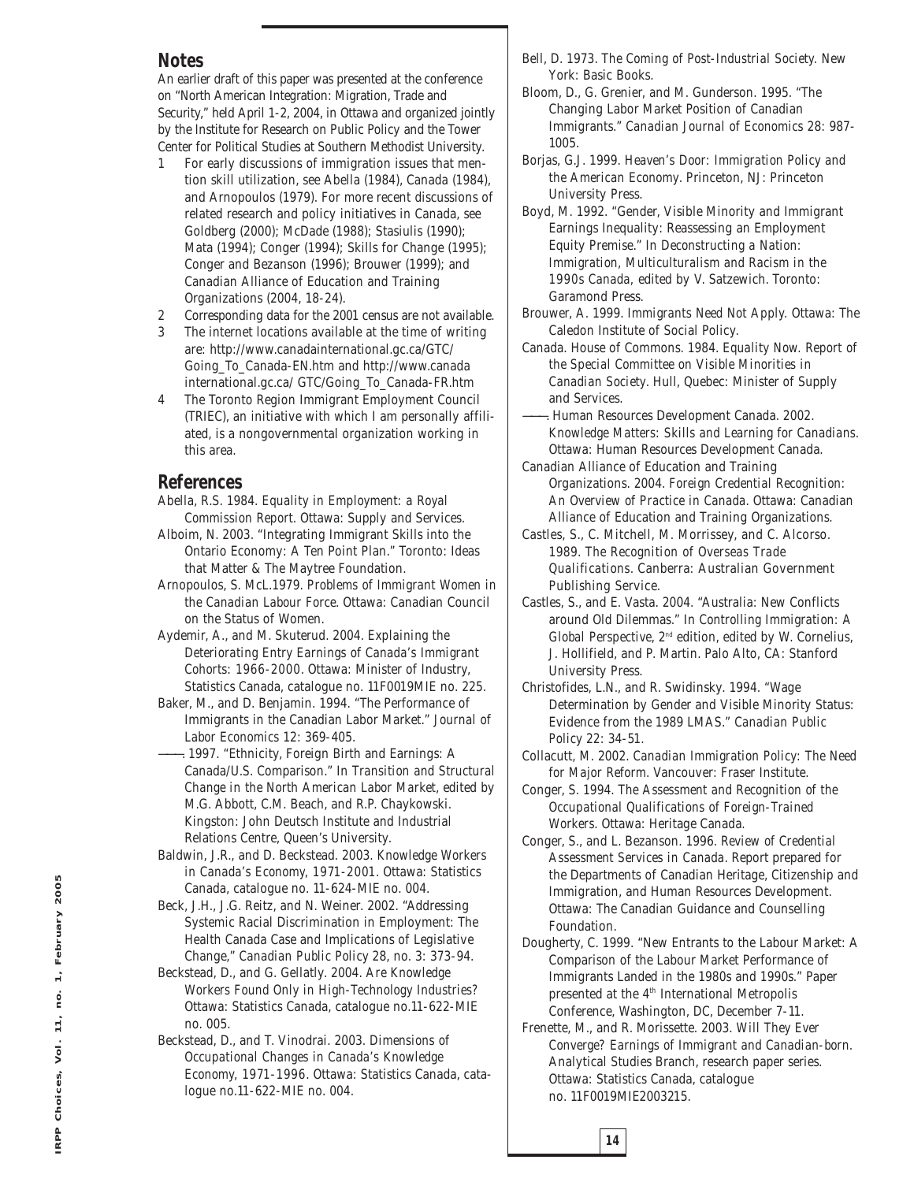## Notes

An earlier draft of this paper was presented at the conference on "North American Integration: Migration, Trade and Security," held April 1-2, 2004, in Ottawa and organized jointly by the Institute for Research on Public Policy and the Tower Center for Political Studies at Southern Methodist University.

1. For early discussions of immigration issues that mention skill utilization, see Abella (1984), Canada (1984), and Arnopoulos (1979). For more recent discussions of related research and policy initiatives in Canada, see Goldberg (2000); McDade (1988); Stasiulis (1990); Mata (1994); Conger (1994); Skills for Change (1995); Conger and Bezanson (1996); Brouwer (1999); and Canadian Alliance of Education and Training Organizations (2004, 18-24).
2. Corresponding data for the 2001 census are not available.
3. The internet locations available at the time of writing are: http://www.canadainternational.gc.ca/GTC/Going_To_Canada-EN.htm and http://www.canadainternational.gc.ca/ GTC/Going_To_Canada-FR.htm
4. The Toronto Region Immigrant Employment Council (TRIEC), an initiative with which I am personally affiliated, is a nongovernmental organization working in this area.

## References

Abella, R.S. 1984. *Equality in Employment: a Royal Commission Report*. Ottawa: Supply and Services.

Alboim, N. 2003. "Integrating Immigrant Skills into the Ontario Economy: A Ten Point Plan." Toronto: Ideas that Matter & The Maytree Foundation.

Arnopoulos, S. McL.1979. *Problems of Immigrant Women in the Canadian Labour Force*. Ottawa: Canadian Council on the Status of Women.

Aydemir, A., and M. Skuterud. 2004. *Explaining the Deteriorating Entry Earnings of Canada's Immigrant Cohorts: 1966-2000*. Ottawa: Minister of Industry, Statistics Canada, catalogue no. 11F0019MIE no. 225.

Baker, M., and D. Benjamin. 1994. "The Performance of Immigrants in the Canadian Labor Market." *Journal of Labor Economics* 12: 369-405.

———. 1997. "Ethnicity, Foreign Birth and Earnings: A Canada/U.S. Comparison." In *Transition and Structural Change in the North American Labor Market*, edited by M.G. Abbott, C.M. Beach, and R.P. Chaykowski. Kingston: John Deutsch Institute and Industrial Relations Centre, Queen's University.

Baldwin, J.R., and D. Beckstead. 2003. *Knowledge Workers in Canada's Economy, 1971-2001*. Ottawa: Statistics Canada, catalogue no. 11-624-MIE no. 004.

Beck, J.H., J.G. Reitz, and N. Weiner. 2002. "Addressing Systemic Racial Discrimination in Employment: The Health Canada Case and Implications of Legislative Change," *Canadian Public Policy* 28, no. 3: 373-94.

Beckstead, D., and G. Gellatly. 2004. *Are Knowledge Workers Found Only in High-Technology Industries?* Ottawa: Statistics Canada, catalogue no.11-622-MIE no. 005.

Beckstead, D., and T. Vinodrai. 2003. *Dimensions of Occupational Changes in Canada's Knowledge Economy, 1971-1996*. Ottawa: Statistics Canada, catalogue no.11-622-MIE no. 004.

Bell, D. 1973. *The Coming of Post-Industrial Society*. New York: Basic Books.

Bloom, D., G. Grenier, and M. Gunderson. 1995. "The Changing Labor Market Position of Canadian Immigrants." *Canadian Journal of Economics* 28: 987-1005.

Borjas, G.J. 1999. *Heaven's Door: Immigration Policy and the American Economy*. Princeton, NJ: Princeton University Press.

Boyd, M. 1992. "Gender, Visible Minority and Immigrant Earnings Inequality: Reassessing an Employment Equity Premise." In *Deconstructing a Nation: Immigration, Multiculturalism and Racism in the 1990s Canada*, edited by V. Satzewich. Toronto: Garamond Press.

Brouwer, A. 1999. *Immigrants Need Not Apply*. Ottawa: The Caledon Institute of Social Policy.

Canada. House of Commons. 1984. *Equality Now. Report of the Special Committee on Visible Minorities in Canadian Society*. Hull, Quebec: Minister of Supply and Services.

———. Human Resources Development Canada. 2002. *Knowledge Matters: Skills and Learning for Canadians*. Ottawa: Human Resources Development Canada.

Canadian Alliance of Education and Training Organizations. 2004. *Foreign Credential Recognition: An Overview of Practice in Canada*. Ottawa: Canadian Alliance of Education and Training Organizations.

Castles, S., C. Mitchell, M. Morrissey, and C. Alcorso. 1989. *The Recognition of Overseas Trade Qualifications*. Canberra: Australian Government Publishing Service.

Castles, S., and E. Vasta. 2004. "Australia: New Conflicts around Old Dilemmas." In *Controlling Immigration: A Global Perspective*, 2nd edition, edited by W. Cornelius, J. Hollifield, and P. Martin. Palo Alto, CA: Stanford University Press.

Christofides, L.N., and R. Swidinsky. 1994. "Wage Determination by Gender and Visible Minority Status: Evidence from the 1989 LMAS." *Canadian Public Policy* 22: 34-51.

Collacutt, M. 2002. *Canadian Immigration Policy: The Need for Major Reform*. Vancouver: Fraser Institute.

Conger, S. 1994. *The Assessment and Recognition of the Occupational Qualifications of Foreign-Trained Workers*. Ottawa: Heritage Canada.

Conger, S., and L. Bezanson. 1996. *Review of Credential Assessment Services in Canada*. Report prepared for the Departments of Canadian Heritage, Citizenship and Immigration, and Human Resources Development. Ottawa: The Canadian Guidance and Counselling Foundation.

Dougherty, C. 1999. "New Entrants to the Labour Market: A Comparison of the Labour Market Performance of Immigrants Landed in the 1980s and 1990s." Paper presented at the 4th International Metropolis Conference, Washington, DC, December 7-11.

Frenette, M., and R. Morissette. 2003. *Will They Ever Converge? Earnings of Immigrant and Canadian-born*. Analytical Studies Branch, research paper series. Ottawa: Statistics Canada, catalogue no. 11F0019MIE2003215.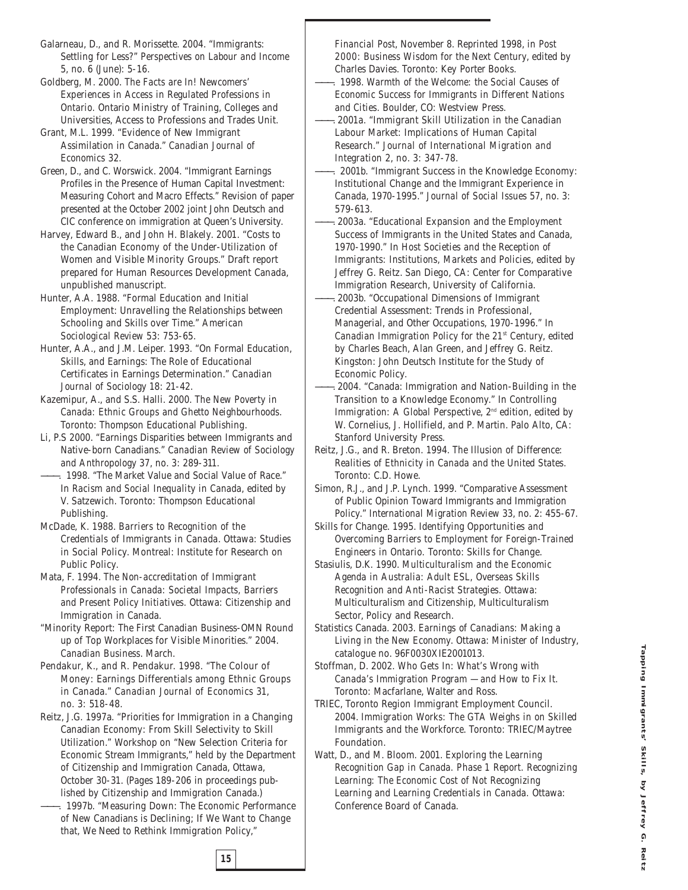Galarneau, D., and R. Morissette. 2004. "Immigrants: Settling for Less?" *Perspectives on Labour and Income* 5, no. 6 (June): 5-16.

Goldberg, M. 2000. *The Facts are In! Newcomers' Experiences in Access in Regulated Professions in Ontario*. Ontario Ministry of Training, Colleges and Universities, Access to Professions and Trades Unit.

Grant, M.L. 1999. "Evidence of New Immigrant Assimilation in Canada." *Canadian Journal of Economics* 32.

Green, D., and C. Worswick. 2004. "Immigrant Earnings Profiles in the Presence of Human Capital Investment: Measuring Cohort and Macro Effects." Revision of paper presented at the October 2002 joint John Deutsch and CIC conference on immigration at Queen's University.

Harvey, Edward B., and John H. Blakely. 2001. "Costs to the Canadian Economy of the Under-Utilization of Women and Visible Minority Groups." Draft report prepared for Human Resources Development Canada, unpublished manuscript.

Hunter, A.A. 1988. "Formal Education and Initial Employment: Unravelling the Relationships between Schooling and Skills over Time." *American Sociological Review* 53: 753-65.

Hunter, A.A., and J.M. Leiper. 1993. "On Formal Education, Skills, and Earnings: The Role of Educational Certificates in Earnings Determination." *Canadian Journal of Sociology* 18: 21-42.

Kazemipur, A., and S.S. Halli. 2000. *The New Poverty in Canada: Ethnic Groups and Ghetto Neighbourhoods*. Toronto: Thompson Educational Publishing.

Li, P.S 2000. "Earnings Disparities between Immigrants and Native-born Canadians." *Canadian Review of Sociology and Anthropology* 37, no. 3: 289-311.

———. 1998. "The Market Value and Social Value of Race." In *Racism and Social Inequality in Canada*, edited by V. Satzewich. Toronto: Thompson Educational Publishing.

McDade, K. 1988. *Barriers to Recognition of the Credentials of Immigrants in Canada*. Ottawa: Studies in Social Policy. Montreal: Institute for Research on Public Policy.

Mata, F. 1994. *The Non-accreditation of Immigrant Professionals in Canada: Societal Impacts, Barriers and Present Policy Initiatives*. Ottawa: Citizenship and Immigration in Canada.

"Minority Report: The First Canadian Business-OMN Round up of Top Workplaces for Visible Minorities." 2004. *Canadian Business*. March.

Pendakur, K., and R. Pendakur. 1998. "The Colour of Money: Earnings Differentials among Ethnic Groups in Canada." *Canadian Journal of Economics* 31, no. 3: 518-48.

Reitz, J.G. 1997a. "Priorities for Immigration in a Changing Canadian Economy: From Skill Selectivity to Skill Utilization." Workshop on "New Selection Criteria for Economic Stream Immigrants," held by the Department of Citizenship and Immigration Canada, Ottawa, October 30-31. (Pages 189-206 in proceedings published by Citizenship and Immigration Canada.)

———. 1997b. "Measuring Down: The Economic Performance of New Canadians is Declining; If We Want to Change that, We Need to Rethink Immigration Policy," *Financial Post*, November 8. Reprinted 1998, in *Post 2000: Business Wisdom for the Next Century*, edited by Charles Davies. Toronto: Key Porter Books.

———. 1998. *Warmth of the Welcome: the Social Causes of Economic Success for Immigrants in Different Nations and Cities*. Boulder, CO: Westview Press.

———. 2001a. "Immigrant Skill Utilization in the Canadian Labour Market: Implications of Human Capital Research." *Journal of International Migration and Integration* 2, no. 3: 347-78.

———. 2001b. "Immigrant Success in the Knowledge Economy: Institutional Change and the Immigrant Experience in Canada, 1970-1995." *Journal of Social Issues* 57, no. 3: 579-613.

———. 2003a. "Educational Expansion and the Employment Success of Immigrants in the United States and Canada, 1970-1990." In *Host Societies and the Reception of Immigrants: Institutions, Markets and Policies*, edited by Jeffrey G. Reitz. San Diego, CA: Center for Comparative Immigration Research, University of California.

———. 2003b. "Occupational Dimensions of Immigrant Credential Assessment: Trends in Professional, Managerial, and Other Occupations, 1970-1996." In *Canadian Immigration Policy for the 21st Century*, edited by Charles Beach, Alan Green, and Jeffrey G. Reitz. Kingston: John Deutsch Institute for the Study of Economic Policy.

———. 2004. "Canada: Immigration and Nation-Building in the Transition to a Knowledge Economy." In *Controlling Immigration: A Global Perspective*, 2nd edition, edited by W. Cornelius, J. Hollifield, and P. Martin. Palo Alto, CA: Stanford University Press.

Reitz, J.G., and R. Breton. 1994. *The Illusion of Difference: Realities of Ethnicity in Canada and the United States*. Toronto: C.D. Howe.

Simon, R.J., and J.P. Lynch. 1999. "Comparative Assessment of Public Opinion Toward Immigrants and Immigration Policy." *International Migration Review* 33, no. 2: 455-67.

Skills for Change. 1995. *Identifying Opportunities and Overcoming Barriers to Employment for Foreign-Trained Engineers in Ontario*. Toronto: Skills for Change.

Stasiulis, D.K. 1990. *Multiculturalism and the Economic Agenda in Australia: Adult ESL, Overseas Skills Recognition and Anti-Racist Strategies*. Ottawa: Multiculturalism and Citizenship, Multiculturalism Sector, Policy and Research.

Statistics Canada. 2003. *Earnings of Canadians: Making a Living in the New Economy*. Ottawa: Minister of Industry, catalogue no. 96F0030XIE2001013.

Stoffman, D. 2002. *Who Gets In: What's Wrong with Canada's Immigration Program — and How to Fix It*. Toronto: Macfarlane, Walter and Ross.

TRIEC, Toronto Region Immigrant Employment Council. 2004. *Immigration Works: The GTA Weighs in on Skilled Immigrants and the Workforce*. Toronto: TRIEC/Maytree Foundation.

Watt, D., and M. Bloom. 2001. *Exploring the Learning Recognition Gap in Canada. Phase 1 Report. Recognizing Learning: The Economic Cost of Not Recognizing Learning and Learning Credentials in Canada*. Ottawa: Conference Board of Canada.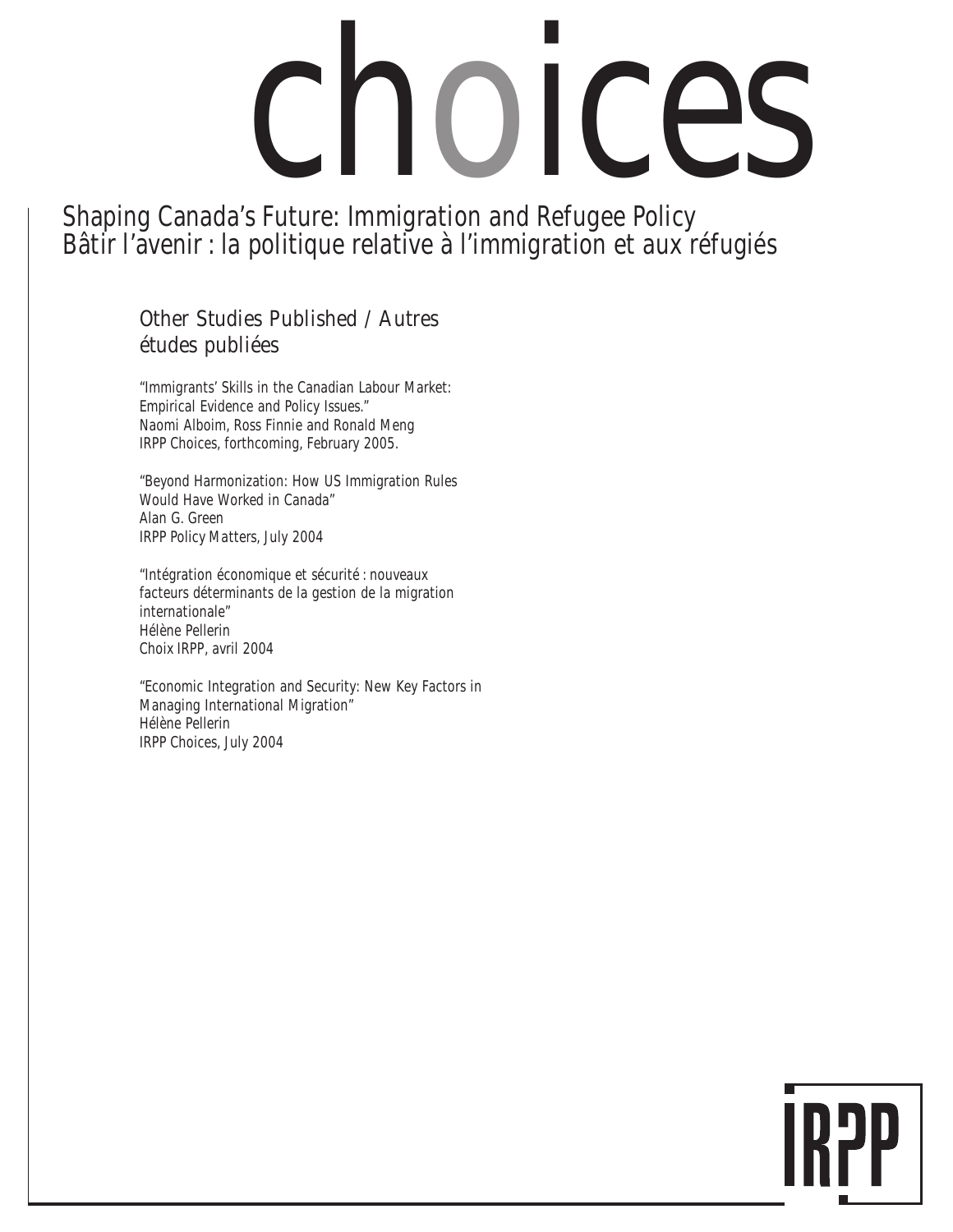# choices

## Shaping Canada's Future: Immigration and Refugee Policy
## Bâtir l'avenir : la politique relative à l'immigration et aux réfugiés

### Other Studies Published / Autres études publiées

"Immigrants' Skills in the Canadian Labour Market: Empirical Evidence and Policy Issues."
Naomi Alboim, Ross Finnie and Ronald Meng
IRPP Choices, forthcoming, February 2005.

"Beyond Harmonization: How US Immigration Rules Would Have Worked in Canada"
Alan G. Green
IRPP Policy Matters, July 2004

"Intégration économique et sécurité : nouveaux facteurs déterminants de la gestion de la migration internationale"
Hélène Pellerin
Choix IRPP, avril 2004

"Economic Integration and Security: New Key Factors in Managing International Migration"
Hélène Pellerin
IRPP Choices, July 2004

IRPP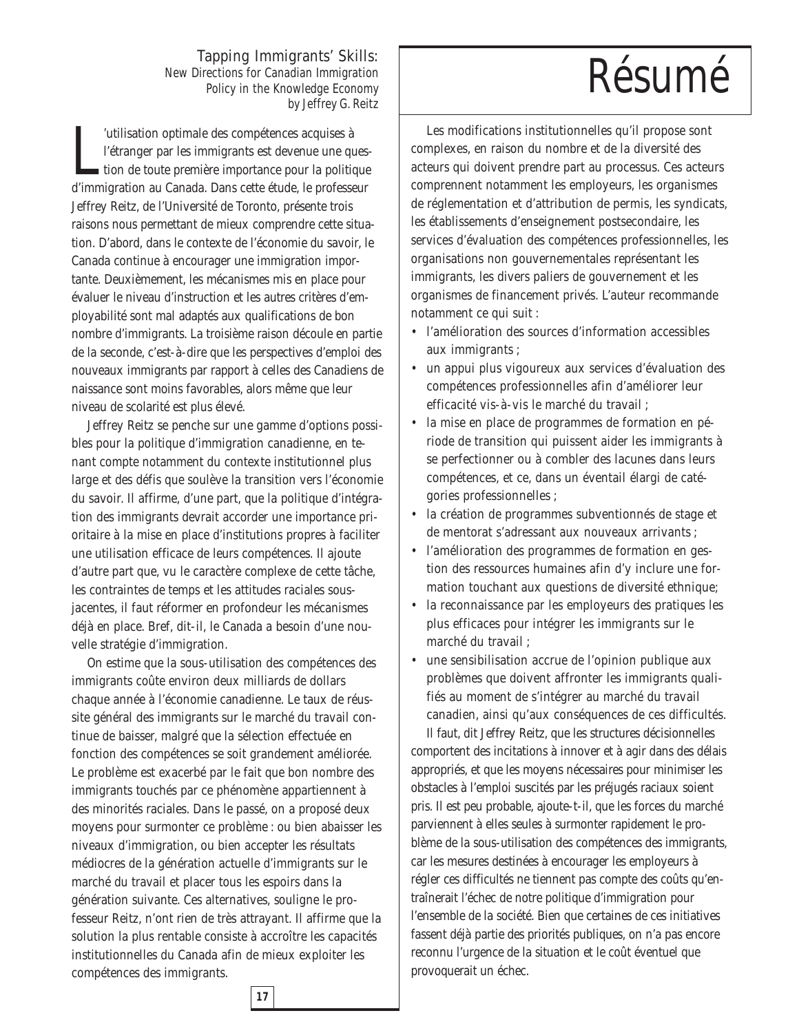# Résumé

Tapping Immigrants' Skills:
*New Directions for Canadian Immigration Policy in the Knowledge Economy*
*by Jeffrey G. Reitz*

L'utilisation optimale des compétences acquises à l'étranger par les immigrants est devenue une question de toute première importance pour la politique d'immigration au Canada. Dans cette étude, le professeur Jeffrey Reitz, de l'Université de Toronto, présente trois raisons nous permettant de mieux comprendre cette situation. D'abord, dans le contexte de l'économie du savoir, le Canada continue à encourager une immigration importante. Deuxièmement, les mécanismes mis en place pour évaluer le niveau d'instruction et les autres critères d'employabilité sont mal adaptés aux qualifications de bon nombre d'immigrants. La troisième raison découle en partie de la seconde, c'est-à-dire que les perspectives d'emploi des nouveaux immigrants par rapport à celles des Canadiens de naissance sont moins favorables, alors même que leur niveau de scolarité est plus élevé.

Jeffrey Reitz se penche sur une gamme d'options possibles pour la politique d'immigration canadienne, en tenant compte notamment du contexte institutionnel plus large et des défis que soulève la transition vers l'économie du savoir. Il affirme, d'une part, que la politique d'intégration des immigrants devrait accorder une importance prioritaire à la mise en place d'institutions propres à faciliter une utilisation efficace de leurs compétences. Il ajoute d'autre part que, vu le caractère complexe de cette tâche, les contraintes de temps et les attitudes raciales sous-jacentes, il faut réformer en profondeur les mécanismes déjà en place. Bref, dit-il, le Canada a besoin d'une nouvelle stratégie d'immigration.

On estime que la sous-utilisation des compétences des immigrants coûte environ deux milliards de dollars chaque année à l'économie canadienne. Le taux de réussite général des immigrants sur le marché du travail continue de baisser, malgré que la sélection effectuée en fonction des compétences se soit grandement améliorée. Le problème est exacerbé par le fait que bon nombre des immigrants touchés par ce phénomène appartiennent à des minorités raciales. Dans le passé, on a proposé deux moyens pour surmonter ce problème : ou bien abaisser les niveaux d'immigration, ou bien accepter les résultats médiocres de la génération actuelle d'immigrants sur le marché du travail et placer tous les espoirs dans la génération suivante. Ces alternatives, souligne le professeur Reitz, n'ont rien de très attrayant. Il affirme que la solution la plus rentable consiste à accroître les capacités institutionnelles du Canada afin de mieux exploiter les compétences des immigrants.

Les modifications institutionnelles qu'il propose sont complexes, en raison du nombre et de la diversité des acteurs qui doivent prendre part au processus. Ces acteurs comprennent notamment les employeurs, les organismes de réglementation et d'attribution de permis, les syndicats, les établissements d'enseignement postsecondaire, les services d'évaluation des compétences professionnelles, les organisations non gouvernementales représentant les immigrants, les divers paliers de gouvernement et les organismes de financement privés. L'auteur recommande notamment ce qui suit :

- l'amélioration des sources d'information accessibles aux immigrants ;
- un appui plus vigoureux aux services d'évaluation des compétences professionnelles afin d'améliorer leur efficacité vis-à-vis le marché du travail ;
- la mise en place de programmes de formation en période de transition qui puissent aider les immigrants à se perfectionner ou à combler des lacunes dans leurs compétences, et ce, dans un éventail élargi de catégories professionnelles ;
- la création de programmes subventionnés de stage et de mentorat s'adressant aux nouveaux arrivants ;
- l'amélioration des programmes de formation en gestion des ressources humaines afin d'y inclure une formation touchant aux questions de diversité ethnique;
- la reconnaissance par les employeurs des pratiques les plus efficaces pour intégrer les immigrants sur le marché du travail ;
- une sensibilisation accrue de l'opinion publique aux problèmes que doivent affronter les immigrants qualifiés au moment de s'intégrer au marché du travail canadien, ainsi qu'aux conséquences de ces difficultés.

Il faut, dit Jeffrey Reitz, que les structures décisionnelles comportent des incitations à innover et à agir dans des délais appropriés, et que les moyens nécessaires pour minimiser les obstacles à l'emploi suscités par les préjugés raciaux soient pris. Il est peu probable, ajoute-t-il, que les forces du marché parviennent à elles seules à surmonter rapidement le problème de la sous-utilisation des compétences des immigrants, car les mesures destinées à encourager les employeurs à régler ces difficultés ne tiennent pas compte des coûts qu'entraînerait l'échec de notre politique d'immigration pour l'ensemble de la société. Bien que certaines de ces initiatives fassent déjà partie des priorités publiques, on n'a pas encore reconnu l'urgence de la situation et le coût éventuel que provoquerait un échec.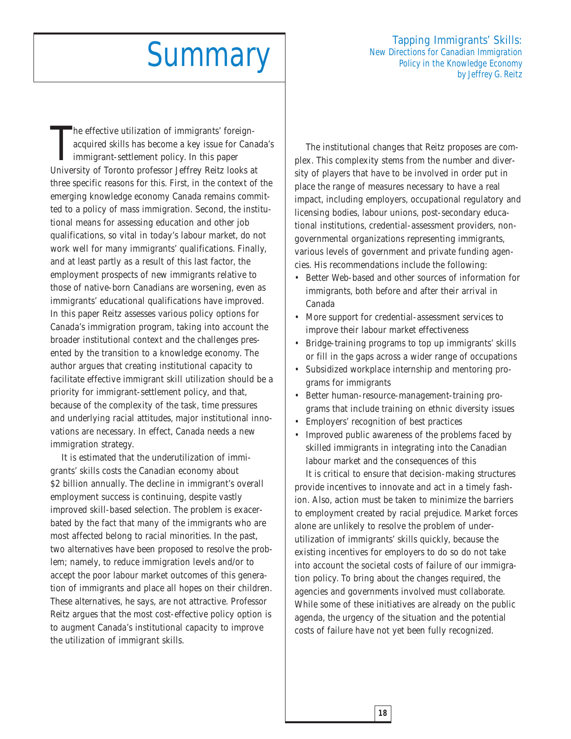# Summary

Tapping Immigrants' Skills:
New Directions for Canadian Immigration Policy in the Knowledge Economy
by Jeffrey G. Reitz

The effective utilization of immigrants' foreign-acquired skills has become a key issue for Canada's immigrant-settlement policy. In this paper University of Toronto professor Jeffrey Reitz looks at three specific reasons for this. First, in the context of the emerging knowledge economy Canada remains committed to a policy of mass immigration. Second, the institutional means for assessing education and other job qualifications, so vital in today's labour market, do not work well for many immigrants' qualifications. Finally, and at least partly as a result of this last factor, the employment prospects of new immigrants relative to those of native-born Canadians are worsening, even as immigrants' educational qualifications have improved. In this paper Reitz assesses various policy options for Canada's immigration program, taking into account the broader institutional context and the challenges presented by the transition to a knowledge economy. The author argues that creating institutional capacity to facilitate effective immigrant skill utilization should be a priority for immigrant-settlement policy, and that, because of the complexity of the task, time pressures and underlying racial attitudes, major institutional innovations are necessary. In effect, Canada needs a new immigration strategy.

It is estimated that the underutilization of immigrants' skills costs the Canadian economy about $2 billion annually. The decline in immigrant's overall employment success is continuing, despite vastly improved skill-based selection. The problem is exacerbated by the fact that many of the immigrants who are most affected belong to racial minorities. In the past, two alternatives have been proposed to resolve the problem; namely, to reduce immigration levels and/or to accept the poor labour market outcomes of this generation of immigrants and place all hopes on their children. These alternatives, he says, are not attractive. Professor Reitz argues that the most cost-effective policy option is to augment Canada's institutional capacity to improve the utilization of immigrant skills.

The institutional changes that Reitz proposes are complex. This complexity stems from the number and diversity of players that have to be involved in order put in place the range of measures necessary to have a real impact, including employers, occupational regulatory and licensing bodies, labour unions, post-secondary educational institutions, credential-assessment providers, non-governmental organizations representing immigrants, various levels of government and private funding agencies. His recommendations include the following:

- Better Web-based and other sources of information for immigrants, both before and after their arrival in Canada
- More support for credential-assessment services to improve their labour market effectiveness
- Bridge-training programs to top up immigrants' skills or fill in the gaps across a wider range of occupations
- Subsidized workplace internship and mentoring programs for immigrants
- Better human-resource-management-training programs that include training on ethnic diversity issues
- Employers' recognition of best practices
- Improved public awareness of the problems faced by skilled immigrants in integrating into the Canadian labour market and the consequences of this

It is critical to ensure that decision-making structures provide incentives to innovate and act in a timely fashion. Also, action must be taken to minimize the barriers to employment created by racial prejudice. Market forces alone are unlikely to resolve the problem of underutilization of immigrants' skills quickly, because the existing incentives for employers to do so do not take into account the societal costs of failure of our immigration policy. To bring about the changes required, the agencies and governments involved must collaborate. While some of these initiatives are already on the public agenda, the urgency of the situation and the potential costs of failure have not yet been fully recognized.